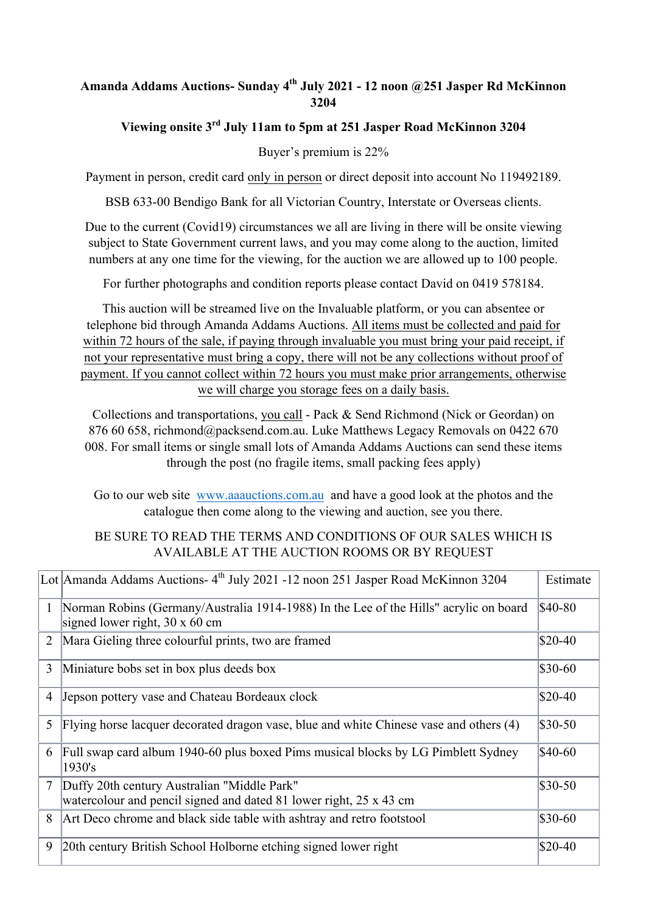**Amanda Addams Auctions- Sunday 4th July 2021 - 12 noon @251 Jasper Rd McKinnon 3204**

**Viewing onsite 3rd July 11am to 5pm at 251 Jasper Road McKinnon 3204**

Buyer's premium is 22%

Payment in person, credit card only in person or direct deposit into account No 119492189.

BSB 633-00 Bendigo Bank for all Victorian Country, Interstate or Overseas clients.

Due to the current (Covid19) circumstances we all are living in there will be onsite viewing subject to State Government current laws, and you may come along to the auction, limited numbers at any one time for the viewing, for the auction we are allowed up to 100 people.

For further photographs and condition reports please contact David on 0419 578184.

This auction will be streamed live on the Invaluable platform, or you can absentee or telephone bid through Amanda Addams Auctions. All items must be collected and paid for within 72 hours of the sale, if paying through invaluable you must bring your paid receipt, if not your representative must bring a copy, there will not be any collections without proof of payment. If you cannot collect within 72 hours you must make prior arrangements, otherwise we will charge you storage fees on a daily basis.

Collections and transportations, you call - Pack & Send Richmond (Nick or Geordan) on 876 60 658, richmond@packsend.com.au. Luke Matthews Legacy Removals on 0422 670 008. For small items or single small lots of Amanda Addams Auctions can send these items through the post (no fragile items, small packing fees apply)

Go to our web site www.aaauctions.com.au and have a good look at the photos and the catalogue then come along to the viewing and auction, see you there.

BE SURE TO READ THE TERMS AND CONDITIONS OF OUR SALES WHICH IS AVAILABLE AT THE AUCTION ROOMS OR BY REQUEST

| Lot | Amanda Addams Auctions- 4th July 2021 -12 noon 251 Jasper Road McKinnon 3204 | Estimate |
|---|---|---|
| 1 | Norman Robins (Germany/Australia 1914-1988) In the Lee of the Hills" acrylic on board signed lower right, 30 x 60 cm | $40-80 |
| 2 | Mara Gieling three colourful prints, two are framed | $20-40 |
| 3 | Miniature bobs set in box plus deeds box | $30-60 |
| 4 | Jepson pottery vase and Chateau Bordeaux clock | $20-40 |
| 5 | Flying horse lacquer decorated dragon vase, blue and white Chinese vase and others (4) | $30-50 |
| 6 | Full swap card album 1940-60 plus boxed Pims musical blocks by LG Pimblett Sydney 1930's | $40-60 |
| 7 | Duffy 20th century Australian "Middle Park" watercolour and pencil signed and dated 81 lower right, 25 x 43 cm | $30-50 |
| 8 | Art Deco chrome and black side table with ashtray and retro footstool | $30-60 |
| 9 | 20th century British School Holborne etching signed lower right | $20-40 |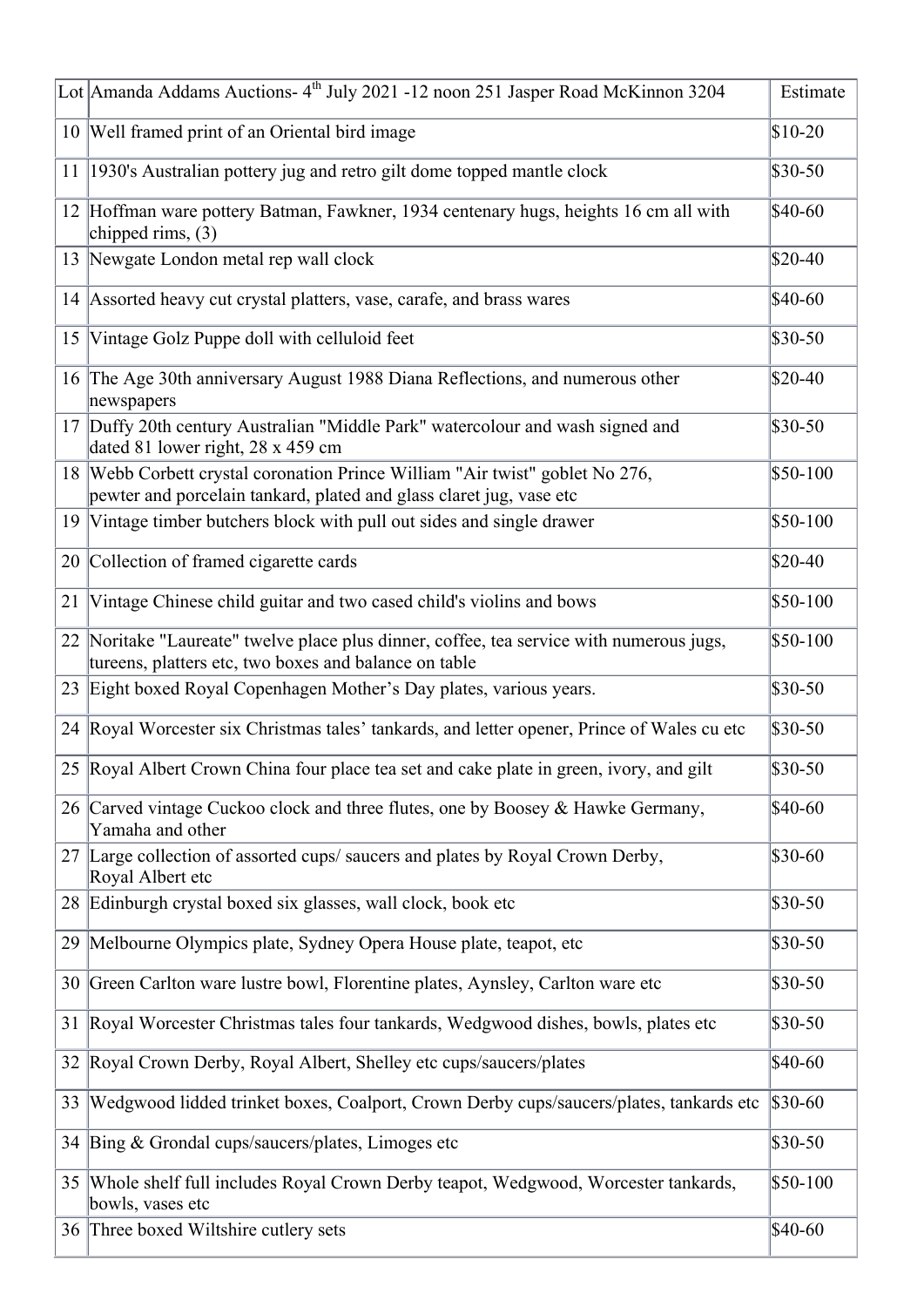| Lot | Amanda Addams Auctions- 4th July 2021 -12 noon 251 Jasper Road McKinnon 3204 | Estimate |
|---|---|---|
| 10 | Well framed print of an Oriental bird image | $10-20 |
| 11 | 1930's Australian pottery jug and retro gilt dome topped mantle clock | $30-50 |
| 12 | Hoffman ware pottery Batman, Fawkner, 1934 centenary hugs, heights 16 cm all with chipped rims, (3) | $40-60 |
| 13 | Newgate London metal rep wall clock | $20-40 |
| 14 | Assorted heavy cut crystal platters, vase, carafe, and brass wares | $40-60 |
| 15 | Vintage Golz Puppe doll with celluloid feet | $30-50 |
| 16 | The Age 30th anniversary August 1988 Diana Reflections, and numerous other newspapers | $20-40 |
| 17 | Duffy 20th century Australian "Middle Park" watercolour and wash signed and dated 81 lower right, 28 x 459 cm | $30-50 |
| 18 | Webb Corbett crystal coronation Prince William "Air twist" goblet No 276, pewter and porcelain tankard, plated and glass claret jug, vase etc | $50-100 |
| 19 | Vintage timber butchers block with pull out sides and single drawer | $50-100 |
| 20 | Collection of framed cigarette cards | $20-40 |
| 21 | Vintage Chinese child guitar and two cased child's violins and bows | $50-100 |
| 22 | Noritake "Laureate" twelve place plus dinner, coffee, tea service with numerous jugs, tureens, platters etc, two boxes and balance on table | $50-100 |
| 23 | Eight boxed Royal Copenhagen Mother's Day plates, various years. | $30-50 |
| 24 | Royal Worcester six Christmas tales' tankards, and letter opener, Prince of Wales cu etc | $30-50 |
| 25 | Royal Albert Crown China four place tea set and cake plate in green, ivory, and gilt | $30-50 |
| 26 | Carved vintage Cuckoo clock and three flutes, one by Boosey & Hawke Germany, Yamaha and other | $40-60 |
| 27 | Large collection of assorted cups/ saucers and plates by Royal Crown Derby, Royal Albert etc | $30-60 |
| 28 | Edinburgh crystal boxed six glasses, wall clock, book etc | $30-50 |
| 29 | Melbourne Olympics plate, Sydney Opera House plate, teapot, etc | $30-50 |
| 30 | Green Carlton ware lustre bowl, Florentine plates, Aynsley, Carlton ware etc | $30-50 |
| 31 | Royal Worcester Christmas tales four tankards, Wedgwood dishes, bowls, plates etc | $30-50 |
| 32 | Royal Crown Derby, Royal Albert, Shelley etc cups/saucers/plates | $40-60 |
| 33 | Wedgwood lidded trinket boxes, Coalport, Crown Derby cups/saucers/plates, tankards etc | $30-60 |
| 34 | Bing & Grondal cups/saucers/plates, Limoges etc | $30-50 |
| 35 | Whole shelf full includes Royal Crown Derby teapot, Wedgwood, Worcester tankards, bowls, vases etc | $50-100 |
| 36 | Three boxed Wiltshire cutlery sets | $40-60 |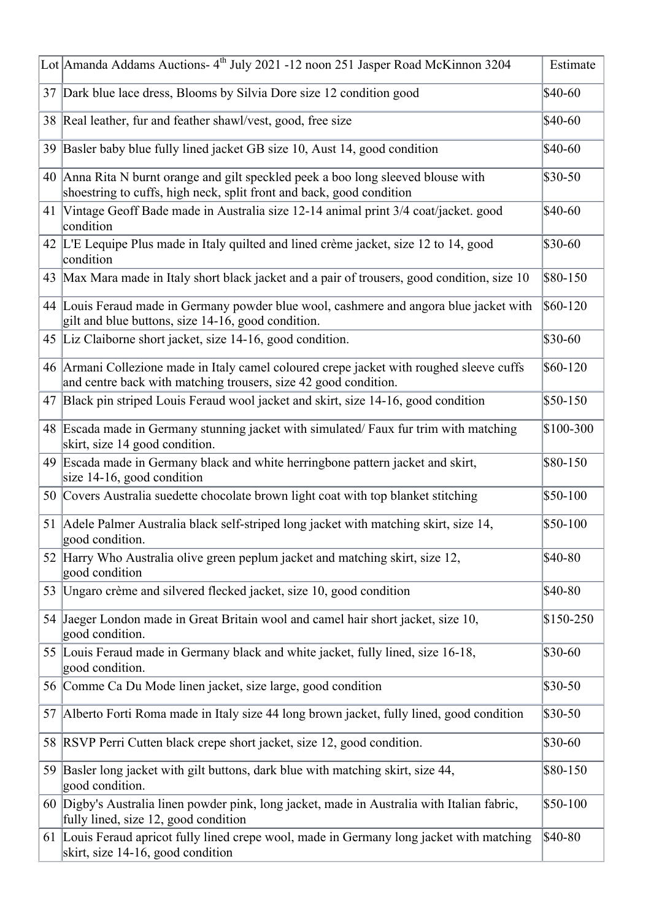| Lot | Amanda Addams Auctions- 4th July 2021 -12 noon 251 Jasper Road McKinnon 3204 | Estimate |
|---|---|---|
| 37 | Dark blue lace dress, Blooms by Silvia Dore size 12 condition good | $40-60 |
| 38 | Real leather, fur and feather shawl/vest, good, free size | $40-60 |
| 39 | Basler baby blue fully lined jacket GB size 10, Aust 14, good condition | $40-60 |
| 40 | Anna Rita N burnt orange and gilt speckled peek a boo long sleeved blouse with shoestring to cuffs, high neck, split front and back, good condition | $30-50 |
| 41 | Vintage Geoff Bade made in Australia size 12-14 animal print 3/4 coat/jacket. good condition | $40-60 |
| 42 | L'E Lequipe Plus made in Italy quilted and lined crème jacket, size 12 to 14, good condition | $30-60 |
| 43 | Max Mara made in Italy short black jacket and a pair of trousers, good condition, size 10 | $80-150 |
| 44 | Louis Feraud made in Germany powder blue wool, cashmere and angora blue jacket with gilt and blue buttons, size 14-16, good condition. | $60-120 |
| 45 | Liz Claiborne short jacket, size 14-16, good condition. | $30-60 |
| 46 | Armani Collezione made in Italy camel coloured crepe jacket with roughed sleeve cuffs and centre back with matching trousers, size 42 good condition. | $60-120 |
| 47 | Black pin striped Louis Feraud wool jacket and skirt, size 14-16, good condition | $50-150 |
| 48 | Escada made in Germany stunning jacket with simulated/ Faux fur trim with matching skirt, size 14 good condition. | $100-300 |
| 49 | Escada made in Germany black and white herringbone pattern jacket and skirt, size 14-16, good condition | $80-150 |
| 50 | Covers Australia suedette chocolate brown light coat with top blanket stitching | $50-100 |
| 51 | Adele Palmer Australia black self-striped long jacket with matching skirt, size 14, good condition. | $50-100 |
| 52 | Harry Who Australia olive green peplum jacket and matching skirt, size 12, good condition | $40-80 |
| 53 | Ungaro crème and silvered flecked jacket, size 10, good condition | $40-80 |
| 54 | Jaeger London made in Great Britain wool and camel hair short jacket, size 10, good condition. | $150-250 |
| 55 | Louis Feraud made in Germany black and white jacket, fully lined, size 16-18, good condition. | $30-60 |
| 56 | Comme Ca Du Mode linen jacket, size large, good condition | $30-50 |
| 57 | Alberto Forti Roma made in Italy size 44 long brown jacket, fully lined, good condition | $30-50 |
| 58 | RSVP Perri Cutten black crepe short jacket, size 12, good condition. | $30-60 |
| 59 | Basler long jacket with gilt buttons, dark blue with matching skirt, size 44, good condition. | $80-150 |
| 60 | Digby's Australia linen powder pink, long jacket, made in Australia with Italian fabric, fully lined, size 12, good condition | $50-100 |
| 61 | Louis Feraud apricot fully lined crepe wool, made in Germany long jacket with matching skirt, size 14-16, good condition | $40-80 |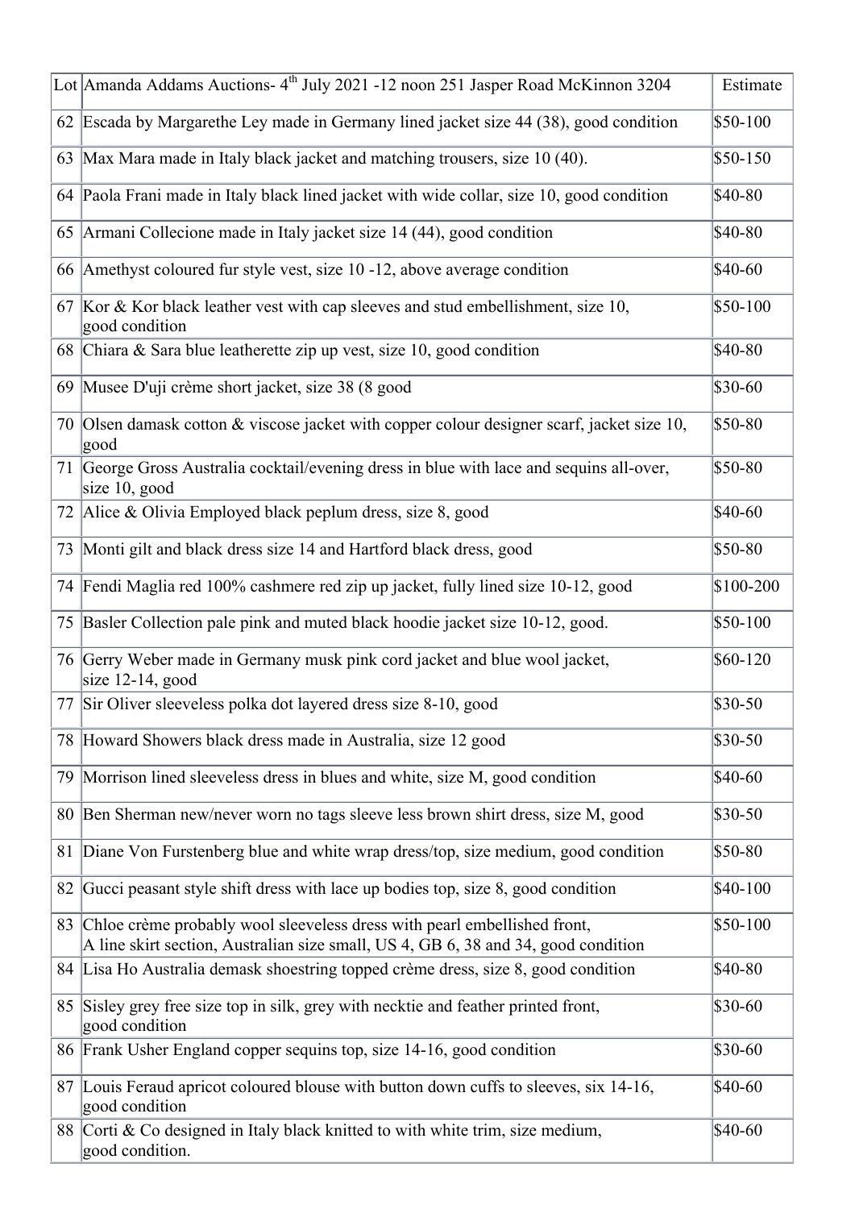| Lot | Amanda Addams Auctions- 4th July 2021 -12 noon 251 Jasper Road McKinnon 3204 | Estimate |
|---|---|---|
| 62 | Escada by Margarethe Ley made in Germany lined jacket size 44 (38), good condition | $50-100 |
| 63 | Max Mara made in Italy black jacket and matching trousers, size 10 (40). | $50-150 |
| 64 | Paola Frani made in Italy black lined jacket with wide collar, size 10, good condition | $40-80 |
| 65 | Armani Collecione made in Italy jacket size 14 (44), good condition | $40-80 |
| 66 | Amethyst coloured fur style vest, size 10 -12, above average condition | $40-60 |
| 67 | Kor & Kor black leather vest with cap sleeves and stud embellishment, size 10, good condition | $50-100 |
| 68 | Chiara & Sara blue leatherette zip up vest, size 10, good condition | $40-80 |
| 69 | Musee D'uji crème short jacket, size 38 (8 good | $30-60 |
| 70 | Olsen damask cotton & viscose jacket with copper colour designer scarf, jacket size 10, good | $50-80 |
| 71 | George Gross Australia cocktail/evening dress in blue with lace and sequins all-over, size 10, good | $50-80 |
| 72 | Alice & Olivia Employed black peplum dress, size 8, good | $40-60 |
| 73 | Monti gilt and black dress size 14 and Hartford black dress, good | $50-80 |
| 74 | Fendi Maglia red 100% cashmere red zip up jacket, fully lined size 10-12, good | $100-200 |
| 75 | Basler Collection pale pink and muted black hoodie jacket size 10-12, good. | $50-100 |
| 76 | Gerry Weber made in Germany musk pink cord jacket and blue wool jacket, size 12-14, good | $60-120 |
| 77 | Sir Oliver sleeveless polka dot layered dress size 8-10, good | $30-50 |
| 78 | Howard Showers black dress made in Australia, size 12 good | $30-50 |
| 79 | Morrison lined sleeveless dress in blues and white, size M, good condition | $40-60 |
| 80 | Ben Sherman new/never worn no tags sleeve less brown shirt dress, size M, good | $30-50 |
| 81 | Diane Von Furstenberg blue and white wrap dress/top, size medium, good condition | $50-80 |
| 82 | Gucci peasant style shift dress with lace up bodies top, size 8, good condition | $40-100 |
| 83 | Chloe crème probably wool sleeveless dress with pearl embellished front, A line skirt section, Australian size small, US 4, GB 6, 38 and 34, good condition | $50-100 |
| 84 | Lisa Ho Australia demask shoestring topped crème dress, size 8, good condition | $40-80 |
| 85 | Sisley grey free size top in silk, grey with necktie and feather printed front, good condition | $30-60 |
| 86 | Frank Usher England copper sequins top, size 14-16, good condition | $30-60 |
| 87 | Louis Feraud apricot coloured blouse with button down cuffs to sleeves, six 14-16, good condition | $40-60 |
| 88 | Corti & Co designed in Italy black knitted to with white trim, size medium, good condition. | $40-60 |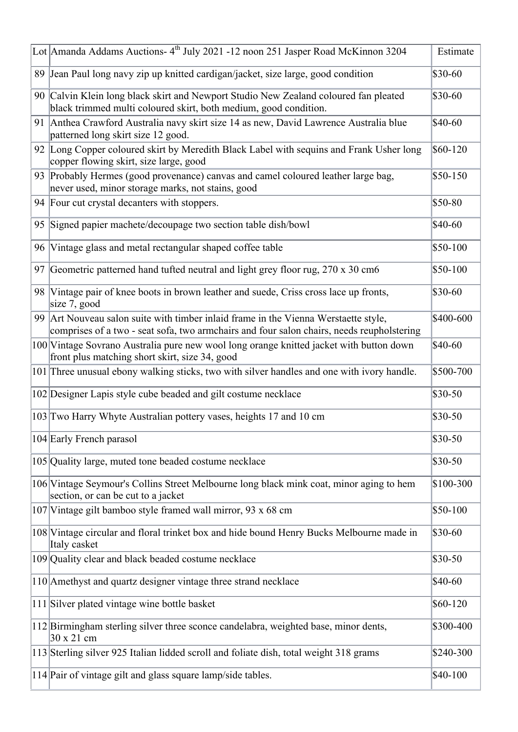| Lot | Amanda Addams Auctions- 4th July 2021 -12 noon 251 Jasper Road McKinnon 3204 | Estimate |
| --- | --- | --- |
| 89 | Jean Paul long navy zip up knitted cardigan/jacket, size large, good condition | $30-60 |
| 90 | Calvin Klein long black skirt and Newport Studio New Zealand coloured fan pleated black trimmed multi coloured skirt, both medium, good condition. | $30-60 |
| 91 | Anthea Crawford Australia navy skirt size 14 as new, David Lawrence Australia blue patterned long skirt size 12 good. | $40-60 |
| 92 | Long Copper coloured skirt by Meredith Black Label with sequins and Frank Usher long copper flowing skirt, size large, good | $60-120 |
| 93 | Probably Hermes (good provenance) canvas and camel coloured leather large bag, never used, minor storage marks, not stains, good | $50-150 |
| 94 | Four cut crystal decanters with stoppers. | $50-80 |
| 95 | Signed papier machete/decoupage two section table dish/bowl | $40-60 |
| 96 | Vintage glass and metal rectangular shaped coffee table | $50-100 |
| 97 | Geometric patterned hand tufted neutral and light grey floor rug, 270 x 30 cm6 | $50-100 |
| 98 | Vintage pair of knee boots in brown leather and suede, Criss cross lace up fronts, size 7, good | $30-60 |
| 99 | Art Nouveau salon suite with timber inlaid frame in the Vienna Werstaette style, comprises of a two - seat sofa, two armchairs and four salon chairs, needs reupholstering | $400-600 |
| 100 | Vintage Sovrano Australia pure new wool long orange knitted jacket with button down front plus matching short skirt, size 34, good | $40-60 |
| 101 | Three unusual ebony walking sticks, two with silver handles and one with ivory handle. | $500-700 |
| 102 | Designer Lapis style cube beaded and gilt costume necklace | $30-50 |
| 103 | Two Harry Whyte Australian pottery vases, heights 17 and 10 cm | $30-50 |
| 104 | Early French parasol | $30-50 |
| 105 | Quality large, muted tone beaded costume necklace | $30-50 |
| 106 | Vintage Seymour's Collins Street Melbourne long black mink coat, minor aging to hem section, or can be cut to a jacket | $100-300 |
| 107 | Vintage gilt bamboo style framed wall mirror, 93 x 68 cm | $50-100 |
| 108 | Vintage circular and floral trinket box and hide bound Henry Bucks Melbourne made in Italy casket | $30-60 |
| 109 | Quality clear and black beaded costume necklace | $30-50 |
| 110 | Amethyst and quartz designer vintage three strand necklace | $40-60 |
| 111 | Silver plated vintage wine bottle basket | $60-120 |
| 112 | Birmingham sterling silver three sconce candelabra, weighted base, minor dents, 30 x 21 cm | $300-400 |
| 113 | Sterling silver 925 Italian lidded scroll and foliate dish, total weight 318 grams | $240-300 |
| 114 | Pair of vintage gilt and glass square lamp/side tables. | $40-100 |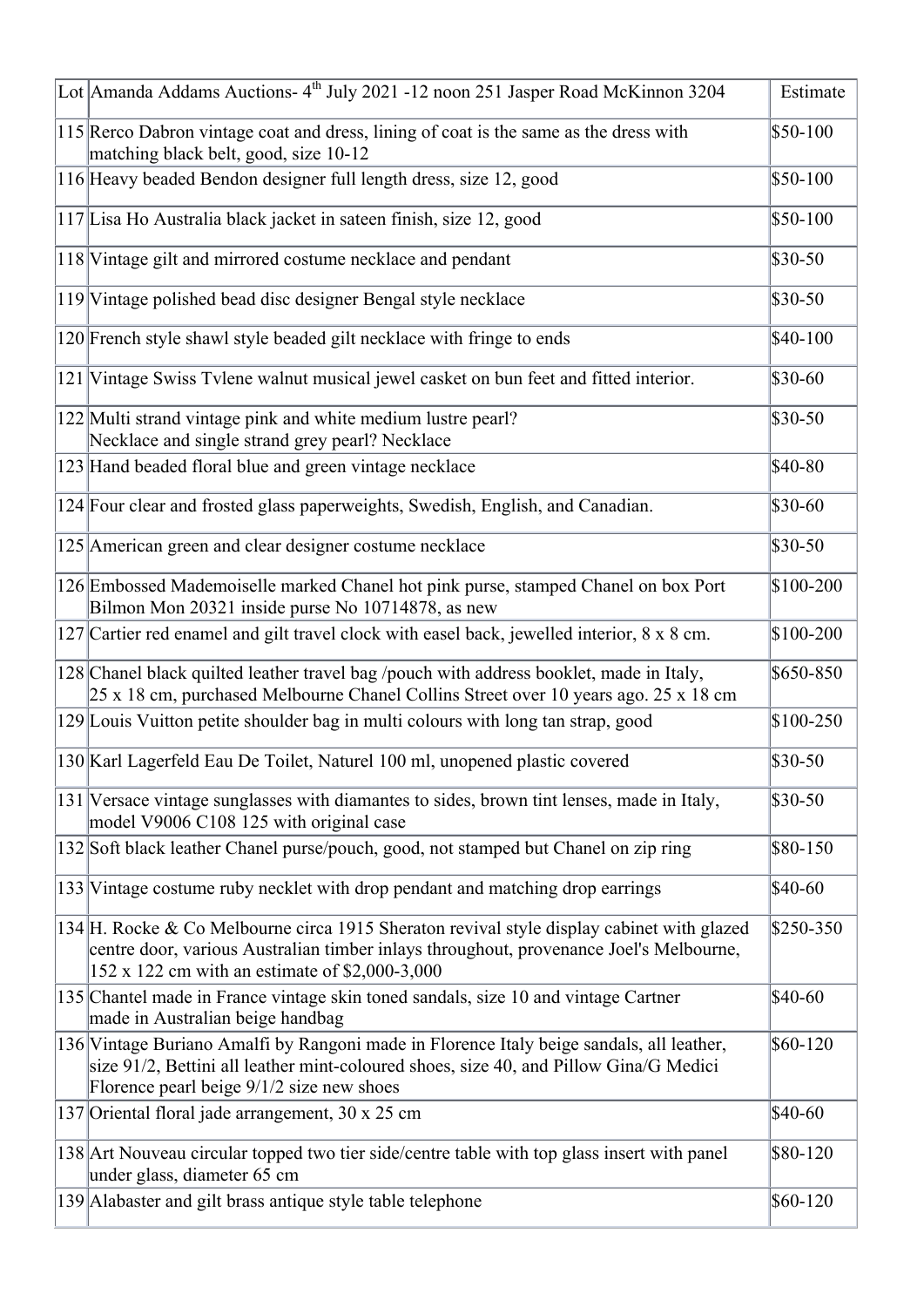| Lot | Amanda Addams Auctions- 4th July 2021 -12 noon 251 Jasper Road McKinnon 3204 | Estimate |
|---|---|---|
| 115 | Rerco Dabron vintage coat and dress, lining of coat is the same as the dress with matching black belt, good, size 10-12 | $50-100 |
| 116 | Heavy beaded Bendon designer full length dress, size 12, good | $50-100 |
| 117 | Lisa Ho Australia black jacket in sateen finish, size 12, good | $50-100 |
| 118 | Vintage gilt and mirrored costume necklace and pendant | $30-50 |
| 119 | Vintage polished bead disc designer Bengal style necklace | $30-50 |
| 120 | French style shawl style beaded gilt necklace with fringe to ends | $40-100 |
| 121 | Vintage Swiss Tvlene walnut musical jewel casket on bun feet and fitted interior. | $30-60 |
| 122 | Multi strand vintage pink and white medium lustre pearl? Necklace and single strand grey pearl? Necklace | $30-50 |
| 123 | Hand beaded floral blue and green vintage necklace | $40-80 |
| 124 | Four clear and frosted glass paperweights, Swedish, English, and Canadian. | $30-60 |
| 125 | American green and clear designer costume necklace | $30-50 |
| 126 | Embossed Mademoiselle marked Chanel hot pink purse, stamped Chanel on box Port Bilmon Mon 20321 inside purse No 10714878, as new | $100-200 |
| 127 | Cartier red enamel and gilt travel clock with easel back, jewelled interior, 8 x 8 cm. | $100-200 |
| 128 | Chanel black quilted leather travel bag /pouch with address booklet, made in Italy, 25 x 18 cm, purchased Melbourne Chanel Collins Street over 10 years ago. 25 x 18 cm | $650-850 |
| 129 | Louis Vuitton petite shoulder bag in multi colours with long tan strap, good | $100-250 |
| 130 | Karl Lagerfeld Eau De Toilet, Naturel 100 ml, unopened plastic covered | $30-50 |
| 131 | Versace vintage sunglasses with diamantes to sides, brown tint lenses, made in Italy, model V9006 C108 125 with original case | $30-50 |
| 132 | Soft black leather Chanel purse/pouch, good, not stamped but Chanel on zip ring | $80-150 |
| 133 | Vintage costume ruby necklet with drop pendant and matching drop earrings | $40-60 |
| 134 | H. Rocke & Co Melbourne circa 1915 Sheraton revival style display cabinet with glazed centre door, various Australian timber inlays throughout, provenance Joel's Melbourne, 152 x 122 cm with an estimate of $2,000-3,000 | $250-350 |
| 135 | Chantel made in France vintage skin toned sandals, size 10 and vintage Cartner made in Australian beige handbag | $40-60 |
| 136 | Vintage Buriano Amalfi by Rangoni made in Florence Italy beige sandals, all leather, size 91/2, Bettini all leather mint-coloured shoes, size 40, and Pillow Gina/G Medici Florence pearl beige 9/1/2 size new shoes | $60-120 |
| 137 | Oriental floral jade arrangement, 30 x 25 cm | $40-60 |
| 138 | Art Nouveau circular topped two tier side/centre table with top glass insert with panel under glass, diameter 65 cm | $80-120 |
| 139 | Alabaster and gilt brass antique style table telephone | $60-120 |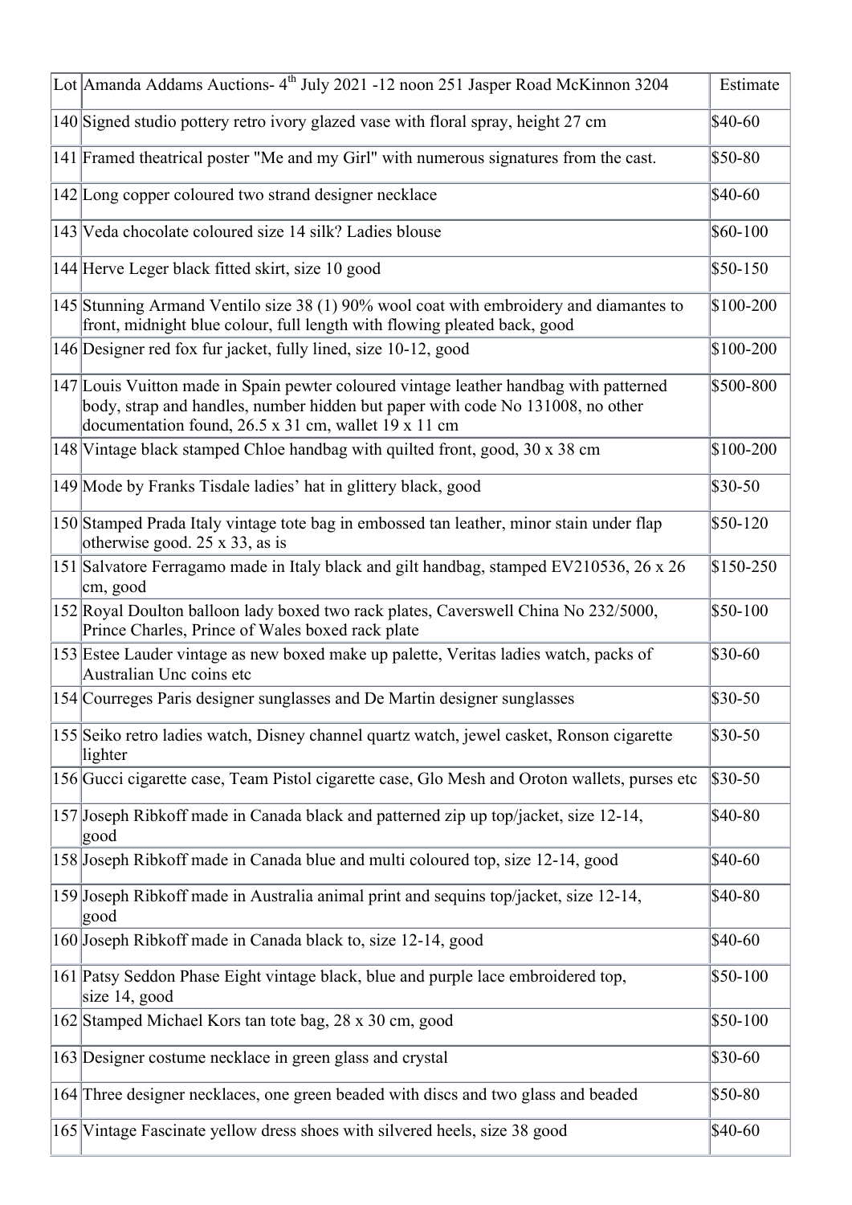| Lot | Amanda Addams Auctions- 4th July 2021 -12 noon 251 Jasper Road McKinnon 3204 | Estimate |
|---|---|---|
| 140 | Signed studio pottery retro ivory glazed vase with floral spray, height 27 cm | $40-60 |
| 141 | Framed theatrical poster "Me and my Girl" with numerous signatures from the cast. | $50-80 |
| 142 | Long copper coloured two strand designer necklace | $40-60 |
| 143 | Veda chocolate coloured size 14 silk? Ladies blouse | $60-100 |
| 144 | Herve Leger black fitted skirt, size 10 good | $50-150 |
| 145 | Stunning Armand Ventilo size 38 (1) 90% wool coat with embroidery and diamantes to front, midnight blue colour, full length with flowing pleated back, good | $100-200 |
| 146 | Designer red fox fur jacket, fully lined, size 10-12, good | $100-200 |
| 147 | Louis Vuitton made in Spain pewter coloured vintage leather handbag with patterned body, strap and handles, number hidden but paper with code No 131008, no other documentation found, 26.5 x 31 cm, wallet 19 x 11 cm | $500-800 |
| 148 | Vintage black stamped Chloe handbag with quilted front, good, 30 x 38 cm | $100-200 |
| 149 | Mode by Franks Tisdale ladies' hat in glittery black, good | $30-50 |
| 150 | Stamped Prada Italy vintage tote bag in embossed tan leather, minor stain under flap otherwise good. 25 x 33, as is | $50-120 |
| 151 | Salvatore Ferragamo made in Italy black and gilt handbag, stamped EV210536, 26 x 26 cm, good | $150-250 |
| 152 | Royal Doulton balloon lady boxed two rack plates, Caverswell China No 232/5000, Prince Charles, Prince of Wales boxed rack plate | $50-100 |
| 153 | Estee Lauder vintage as new boxed make up palette, Veritas ladies watch, packs of Australian Unc coins etc | $30-60 |
| 154 | Courreges Paris designer sunglasses and De Martin designer sunglasses | $30-50 |
| 155 | Seiko retro ladies watch, Disney channel quartz watch, jewel casket, Ronson cigarette lighter | $30-50 |
| 156 | Gucci cigarette case, Team Pistol cigarette case, Glo Mesh and Oroton wallets, purses etc | $30-50 |
| 157 | Joseph Ribkoff made in Canada black and patterned zip up top/jacket, size 12-14, good | $40-80 |
| 158 | Joseph Ribkoff made in Canada blue and multi coloured top, size 12-14, good | $40-60 |
| 159 | Joseph Ribkoff made in Australia animal print and sequins top/jacket, size 12-14, good | $40-80 |
| 160 | Joseph Ribkoff made in Canada black to, size 12-14, good | $40-60 |
| 161 | Patsy Seddon Phase Eight vintage black, blue and purple lace embroidered top, size 14, good | $50-100 |
| 162 | Stamped Michael Kors tan tote bag, 28 x 30 cm, good | $50-100 |
| 163 | Designer costume necklace in green glass and crystal | $30-60 |
| 164 | Three designer necklaces, one green beaded with discs and two glass and beaded | $50-80 |
| 165 | Vintage Fascinate yellow dress shoes with silvered heels, size 38 good | $40-60 |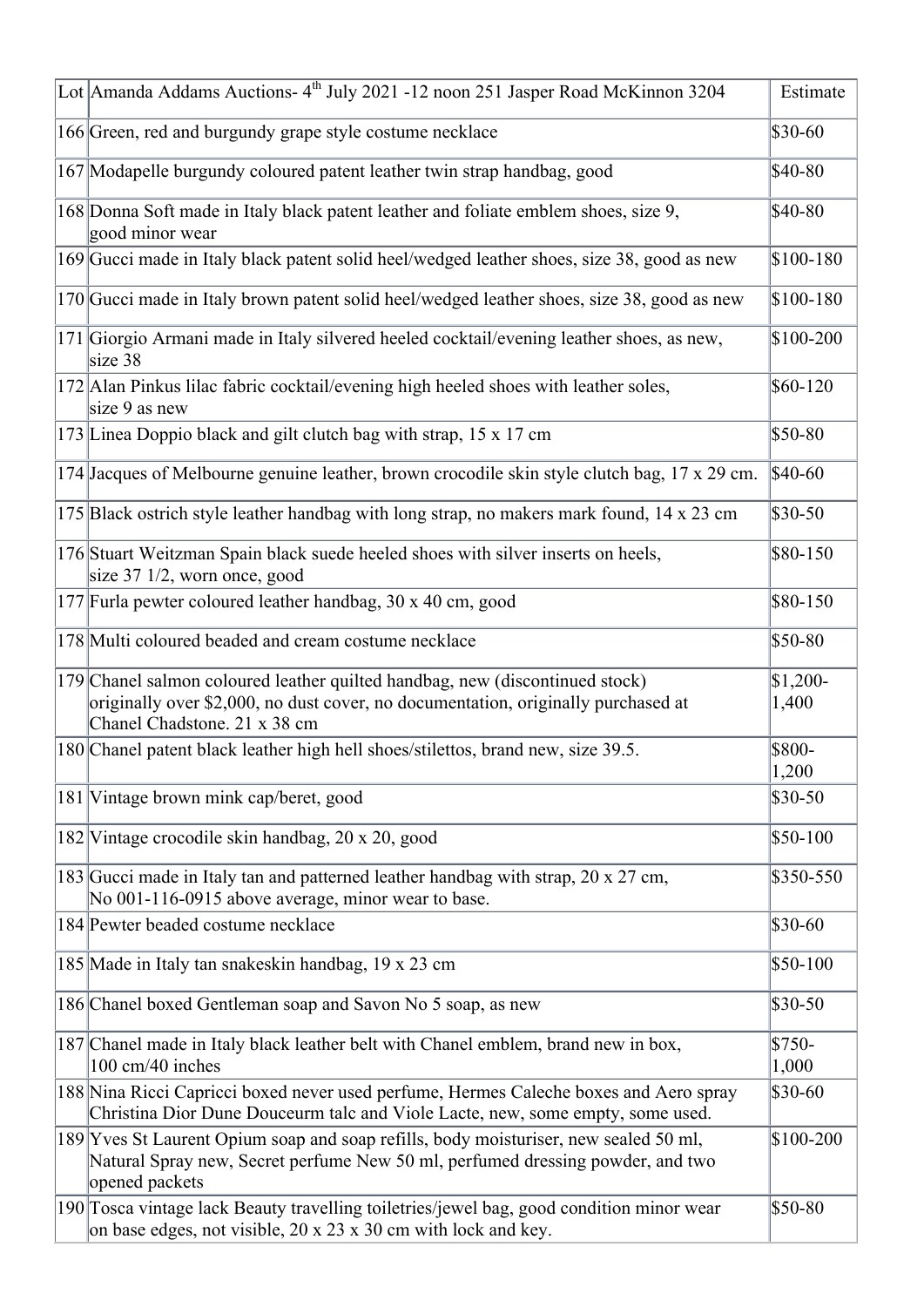| Lot | Amanda Addams Auctions- 4th July 2021 -12 noon 251 Jasper Road McKinnon 3204 | Estimate |
|---|---|---|
| 166 | Green, red and burgundy grape style costume necklace | $30-60 |
| 167 | Modapelle burgundy coloured patent leather twin strap handbag, good | $40-80 |
| 168 | Donna Soft made in Italy black patent leather and foliate emblem shoes, size 9, good minor wear | $40-80 |
| 169 | Gucci made in Italy black patent solid heel/wedged leather shoes, size 38, good as new | $100-180 |
| 170 | Gucci made in Italy brown patent solid heel/wedged leather shoes, size 38, good as new | $100-180 |
| 171 | Giorgio Armani made in Italy silvered heeled cocktail/evening leather shoes, as new, size 38 | $100-200 |
| 172 | Alan Pinkus lilac fabric cocktail/evening high heeled shoes with leather soles, size 9 as new | $60-120 |
| 173 | Linea Doppio black and gilt clutch bag with strap, 15 x 17 cm | $50-80 |
| 174 | Jacques of Melbourne genuine leather, brown crocodile skin style clutch bag, 17 x 29 cm. | $40-60 |
| 175 | Black ostrich style leather handbag with long strap, no makers mark found, 14 x 23 cm | $30-50 |
| 176 | Stuart Weitzman Spain black suede heeled shoes with silver inserts on heels, size 37 1/2, worn once, good | $80-150 |
| 177 | Furla pewter coloured leather handbag, 30 x 40 cm, good | $80-150 |
| 178 | Multi coloured beaded and cream costume necklace | $50-80 |
| 179 | Chanel salmon coloured leather quilted handbag, new (discontinued stock) originally over $2,000, no dust cover, no documentation, originally purchased at Chanel Chadstone. 21 x 38 cm | $1,200-1,400 |
| 180 | Chanel patent black leather high hell shoes/stilettos, brand new, size 39.5. | $800-1,200 |
| 181 | Vintage brown mink cap/beret, good | $30-50 |
| 182 | Vintage crocodile skin handbag, 20 x 20, good | $50-100 |
| 183 | Gucci made in Italy tan and patterned leather handbag with strap, 20 x 27 cm, No 001-116-0915 above average, minor wear to base. | $350-550 |
| 184 | Pewter beaded costume necklace | $30-60 |
| 185 | Made in Italy tan snakeskin handbag, 19 x 23 cm | $50-100 |
| 186 | Chanel boxed Gentleman soap and Savon No 5 soap, as new | $30-50 |
| 187 | Chanel made in Italy black leather belt with Chanel emblem, brand new in box, 100 cm/40 inches | $750-1,000 |
| 188 | Nina Ricci Capricci boxed never used perfume, Hermes Caleche boxes and Aero spray Christina Dior Dune Douceurm talc and Viole Lacte, new, some empty, some used. | $30-60 |
| 189 | Yves St Laurent Opium soap and soap refills, body moisturiser, new sealed 50 ml, Natural Spray new, Secret perfume New 50 ml, perfumed dressing powder, and two opened packets | $100-200 |
| 190 | Tosca vintage lack Beauty travelling toiletries/jewel bag, good condition minor wear on base edges, not visible, 20 x 23 x 30 cm with lock and key. | $50-80 |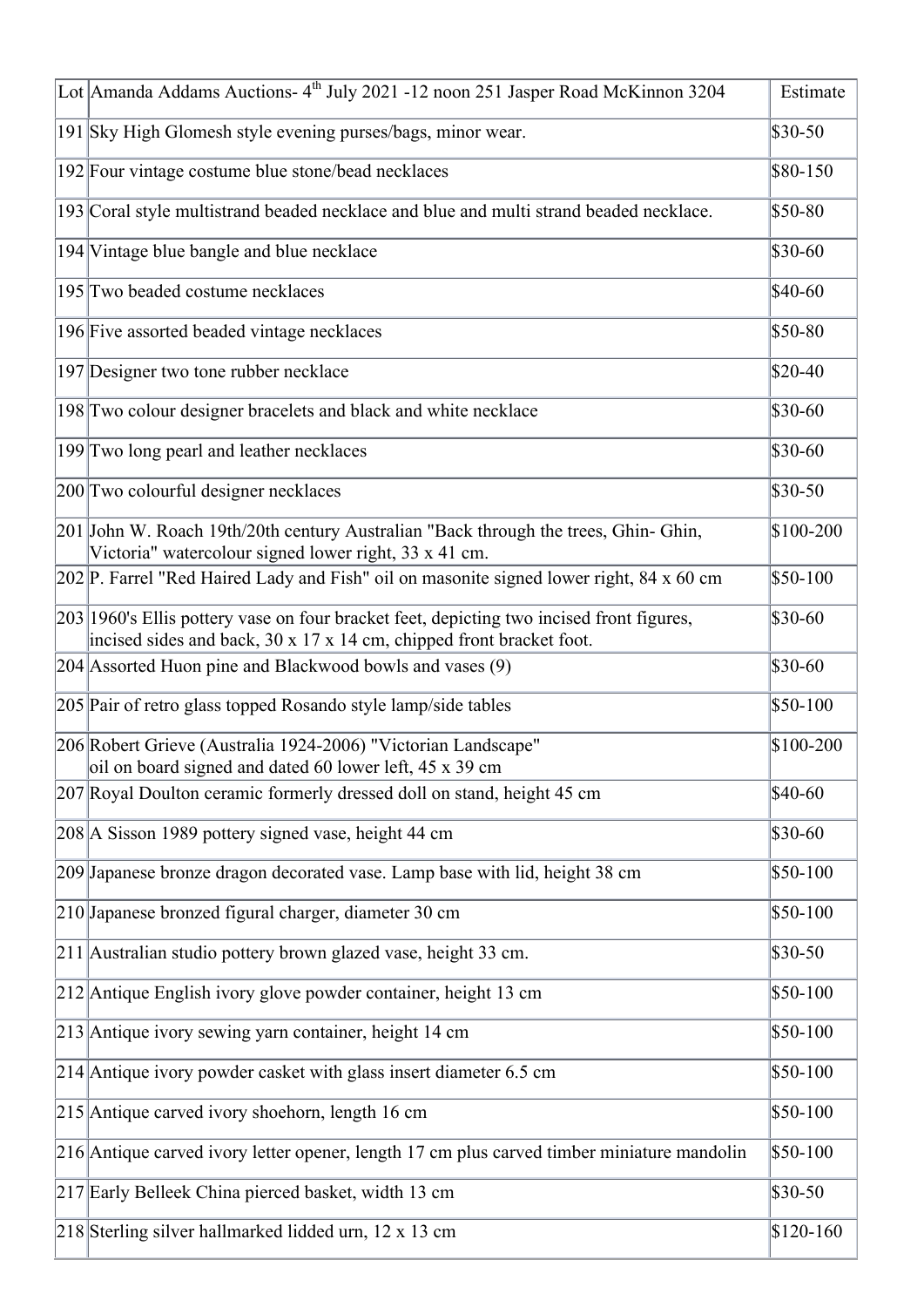| Lot | Amanda Addams Auctions- 4th July 2021 -12 noon 251 Jasper Road McKinnon 3204 | Estimate |
|---|---|---|
| 191 | Sky High Glomesh style evening purses/bags, minor wear. | $30-50 |
| 192 | Four vintage costume blue stone/bead necklaces | $80-150 |
| 193 | Coral style multistrand beaded necklace and blue and multi strand beaded necklace. | $50-80 |
| 194 | Vintage blue bangle and blue necklace | $30-60 |
| 195 | Two beaded costume necklaces | $40-60 |
| 196 | Five assorted beaded vintage necklaces | $50-80 |
| 197 | Designer two tone rubber necklace | $20-40 |
| 198 | Two colour designer bracelets and black and white necklace | $30-60 |
| 199 | Two long pearl and leather necklaces | $30-60 |
| 200 | Two colourful designer necklaces | $30-50 |
| 201 | John W. Roach 19th/20th century Australian "Back through the trees, Ghin- Ghin, Victoria" watercolour signed lower right, 33 x 41 cm. | $100-200 |
| 202 | P. Farrel "Red Haired Lady and Fish" oil on masonite signed lower right, 84 x 60 cm | $50-100 |
| 203 | 1960's Ellis pottery vase on four bracket feet, depicting two incised front figures, incised sides and back, 30 x 17 x 14 cm, chipped front bracket foot. | $30-60 |
| 204 | Assorted Huon pine and Blackwood bowls and vases (9) | $30-60 |
| 205 | Pair of retro glass topped Rosando style lamp/side tables | $50-100 |
| 206 | Robert Grieve (Australia 1924-2006) "Victorian Landscape" oil on board signed and dated 60 lower left, 45 x 39 cm | $100-200 |
| 207 | Royal Doulton ceramic formerly dressed doll on stand, height 45 cm | $40-60 |
| 208 | A Sisson 1989 pottery signed vase, height 44 cm | $30-60 |
| 209 | Japanese bronze dragon decorated vase. Lamp base with lid, height 38 cm | $50-100 |
| 210 | Japanese bronzed figural charger, diameter 30 cm | $50-100 |
| 211 | Australian studio pottery brown glazed vase, height 33 cm. | $30-50 |
| 212 | Antique English ivory glove powder container, height 13 cm | $50-100 |
| 213 | Antique ivory sewing yarn container, height 14 cm | $50-100 |
| 214 | Antique ivory powder casket with glass insert diameter 6.5 cm | $50-100 |
| 215 | Antique carved ivory shoehorn, length 16 cm | $50-100 |
| 216 | Antique carved ivory letter opener, length 17 cm plus carved timber miniature mandolin | $50-100 |
| 217 | Early Belleek China pierced basket, width 13 cm | $30-50 |
| 218 | Sterling silver hallmarked lidded urn, 12 x 13 cm | $120-160 |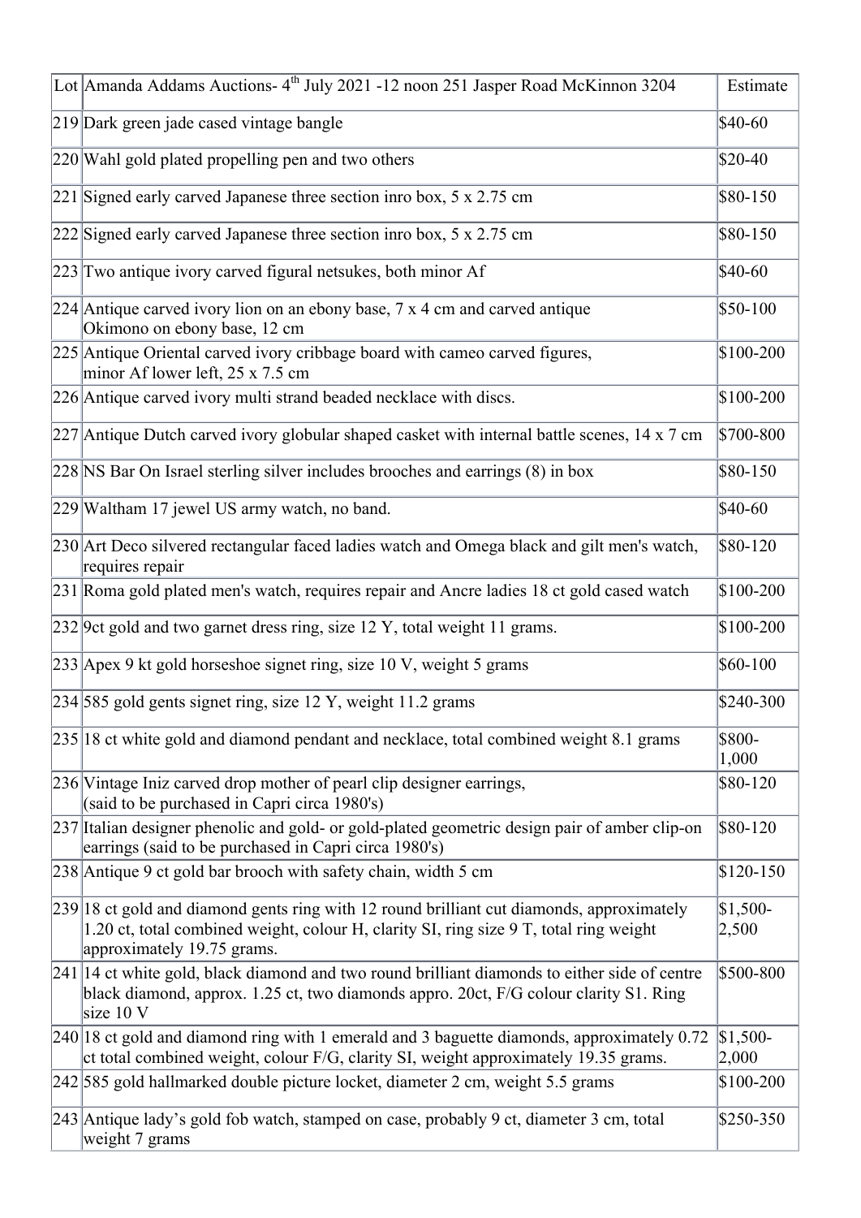| Lot | Amanda Addams Auctions- 4th July 2021 -12 noon 251 Jasper Road McKinnon 3204 | Estimate |
|---|---|---|
| 219 | Dark green jade cased vintage bangle | $40-60 |
| 220 | Wahl gold plated propelling pen and two others | $20-40 |
| 221 | Signed early carved Japanese three section inro box, 5 x 2.75 cm | $80-150 |
| 222 | Signed early carved Japanese three section inro box, 5 x 2.75 cm | $80-150 |
| 223 | Two antique ivory carved figural netsukes, both minor Af | $40-60 |
| 224 | Antique carved ivory lion on an ebony base, 7 x 4 cm and carved antique Okimono on ebony base, 12 cm | $50-100 |
| 225 | Antique Oriental carved ivory cribbage board with cameo carved figures, minor Af lower left, 25 x 7.5 cm | $100-200 |
| 226 | Antique carved ivory multi strand beaded necklace with discs. | $100-200 |
| 227 | Antique Dutch carved ivory globular shaped casket with internal battle scenes, 14 x 7 cm | $700-800 |
| 228 | NS Bar On Israel sterling silver includes brooches and earrings (8) in box | $80-150 |
| 229 | Waltham 17 jewel US army watch, no band. | $40-60 |
| 230 | Art Deco silvered rectangular faced ladies watch and Omega black and gilt men's watch, requires repair | $80-120 |
| 231 | Roma gold plated men's watch, requires repair and Ancre ladies 18 ct gold cased watch | $100-200 |
| 232 | 9ct gold and two garnet dress ring, size 12 Y, total weight 11 grams. | $100-200 |
| 233 | Apex 9 kt gold horseshoe signet ring, size 10 V, weight 5 grams | $60-100 |
| 234 | 585 gold gents signet ring, size 12 Y, weight 11.2 grams | $240-300 |
| 235 | 18 ct white gold and diamond pendant and necklace, total combined weight 8.1 grams | $800-1,000 |
| 236 | Vintage Iniz carved drop mother of pearl clip designer earrings, (said to be purchased in Capri circa 1980's) | $80-120 |
| 237 | Italian designer phenolic and gold- or gold-plated geometric design pair of amber clip-on earrings (said to be purchased in Capri circa 1980's) | $80-120 |
| 238 | Antique 9 ct gold bar brooch with safety chain, width 5 cm | $120-150 |
| 239 | 18 ct gold and diamond gents ring with 12 round brilliant cut diamonds, approximately 1.20 ct, total combined weight, colour H, clarity SI, ring size 9 T, total ring weight approximately 19.75 grams. | $1,500-2,500 |
| 241 | 14 ct white gold, black diamond and two round brilliant diamonds to either side of centre black diamond, approx. 1.25 ct, two diamonds appro. 20ct, F/G colour clarity S1. Ring size 10 V | $500-800 |
| 240 | 18 ct gold and diamond ring with 1 emerald and 3 baguette diamonds, approximately 0.72 ct total combined weight, colour F/G, clarity SI, weight approximately 19.35 grams. | $1,500-2,000 |
| 242 | 585 gold hallmarked double picture locket, diameter 2 cm, weight 5.5 grams | $100-200 |
| 243 | Antique lady's gold fob watch, stamped on case, probably 9 ct, diameter 3 cm, total weight 7 grams | $250-350 |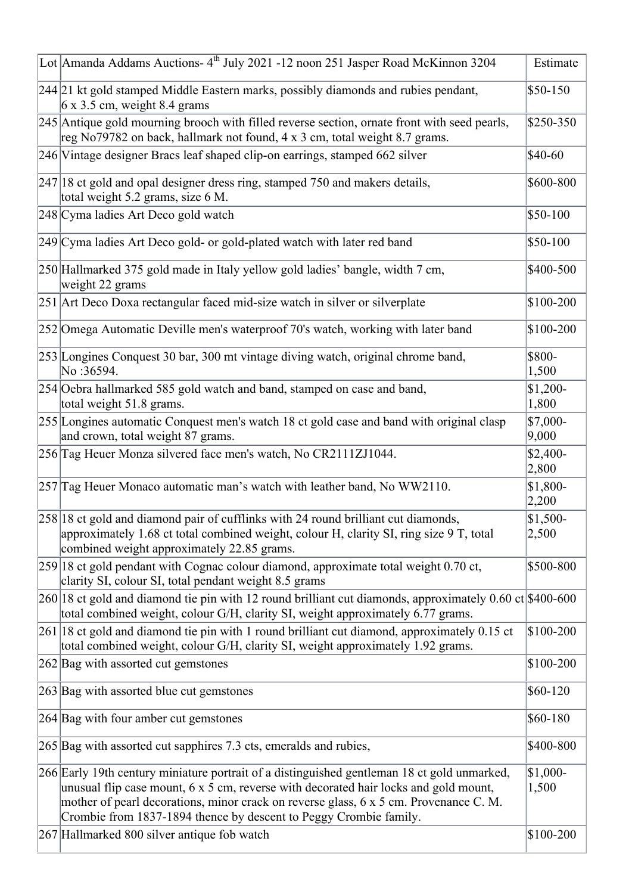| Lot | Amanda Addams Auctions- 4th July 2021 -12 noon 251 Jasper Road McKinnon 3204 | Estimate |
|---|---|---|
| 244 | 21 kt gold stamped Middle Eastern marks, possibly diamonds and rubies pendant, 6 x 3.5 cm, weight 8.4 grams | $50-150 |
| 245 | Antique gold mourning brooch with filled reverse section, ornate front with seed pearls, reg No79782 on back, hallmark not found, 4 x 3 cm, total weight 8.7 grams. | $250-350 |
| 246 | Vintage designer Bracs leaf shaped clip-on earrings, stamped 662 silver | $40-60 |
| 247 | 18 ct gold and opal designer dress ring, stamped 750 and makers details, total weight 5.2 grams, size 6 M. | $600-800 |
| 248 | Cyma ladies Art Deco gold watch | $50-100 |
| 249 | Cyma ladies Art Deco gold- or gold-plated watch with later red band | $50-100 |
| 250 | Hallmarked 375 gold made in Italy yellow gold ladies' bangle, width 7 cm, weight 22 grams | $400-500 |
| 251 | Art Deco Doxa rectangular faced mid-size watch in silver or silverplate | $100-200 |
| 252 | Omega Automatic Deville men's waterproof 70's watch, working with later band | $100-200 |
| 253 | Longines Conquest 30 bar, 300 mt vintage diving watch, original chrome band, No :36594. | $800-1,500 |
| 254 | Oebra hallmarked 585 gold watch and band, stamped on case and band, total weight 51.8 grams. | $1,200-1,800 |
| 255 | Longines automatic Conquest men's watch 18 ct gold case and band with original clasp and crown, total weight 87 grams. | $7,000-9,000 |
| 256 | Tag Heuer Monza silvered face men's watch, No CR2111ZJ1044. | $2,400-2,800 |
| 257 | Tag Heuer Monaco automatic man's watch with leather band, No WW2110. | $1,800-2,200 |
| 258 | 18 ct gold and diamond pair of cufflinks with 24 round brilliant cut diamonds, approximately 1.68 ct total combined weight, colour H, clarity SI, ring size 9 T, total combined weight approximately 22.85 grams. | $1,500-2,500 |
| 259 | 18 ct gold pendant with Cognac colour diamond, approximate total weight 0.70 ct, clarity SI, colour SI, total pendant weight 8.5 grams | $500-800 |
| 260 | 18 ct gold and diamond tie pin with 12 round brilliant cut diamonds, approximately 0.60 ct total combined weight, colour G/H, clarity SI, weight approximately 6.77 grams. | $400-600 |
| 261 | 18 ct gold and diamond tie pin with 1 round brilliant cut diamond, approximately 0.15 ct total combined weight, colour G/H, clarity SI, weight approximately 1.92 grams. | $100-200 |
| 262 | Bag with assorted cut gemstones | $100-200 |
| 263 | Bag with assorted blue cut gemstones | $60-120 |
| 264 | Bag with four amber cut gemstones | $60-180 |
| 265 | Bag with assorted cut sapphires 7.3 cts, emeralds and rubies, | $400-800 |
| 266 | Early 19th century miniature portrait of a distinguished gentleman 18 ct gold unmarked, unusual flip case mount, 6 x 5 cm, reverse with decorated hair locks and gold mount, mother of pearl decorations, minor crack on reverse glass, 6 x 5 cm. Provenance C. M. Crombie from 1837-1894 thence by descent to Peggy Crombie family. | $1,000-1,500 |
| 267 | Hallmarked 800 silver antique fob watch | $100-200 |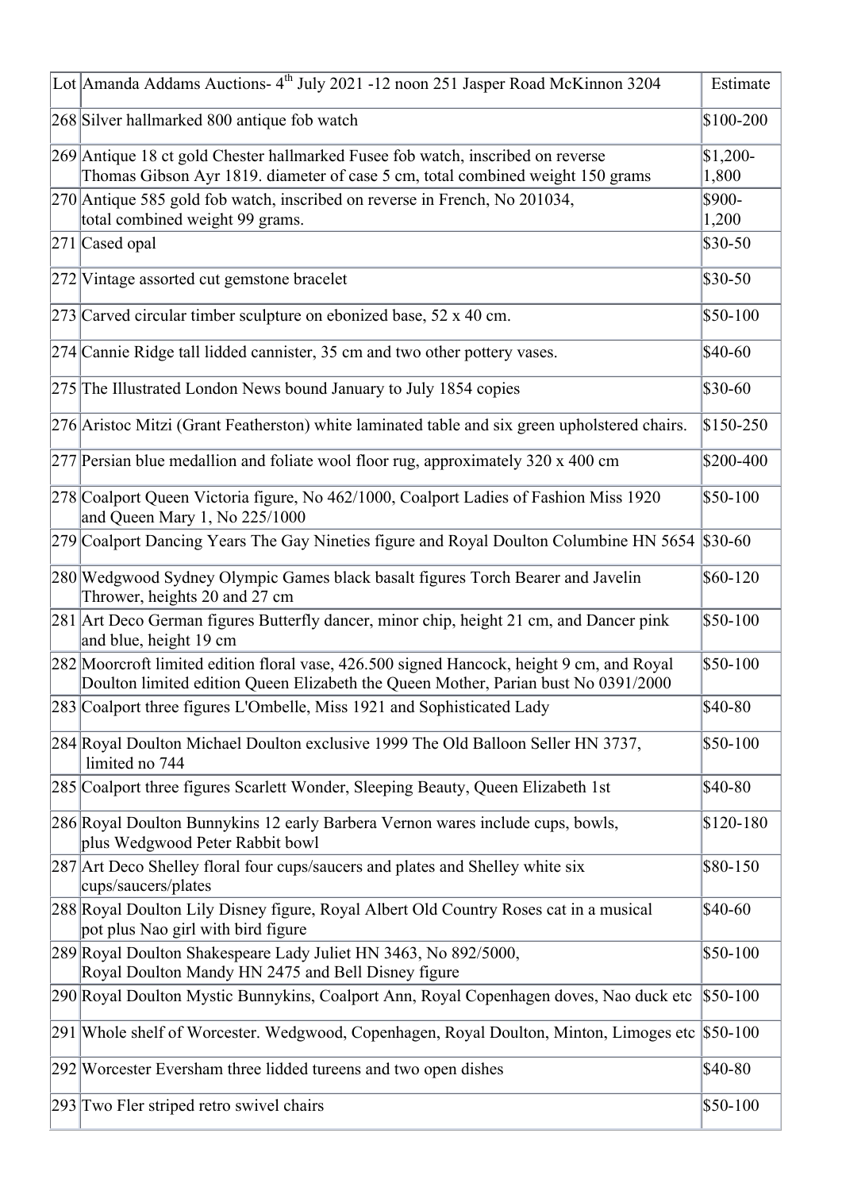| Lot | Amanda Addams Auctions- 4th July 2021 -12 noon 251 Jasper Road McKinnon 3204 | Estimate |
|---|---|---|
| 268 | Silver hallmarked 800 antique fob watch | $100-200 |
| 269 | Antique 18 ct gold Chester hallmarked Fusee fob watch, inscribed on reverse Thomas Gibson Ayr 1819. diameter of case 5 cm, total combined weight 150 grams | $1,200-1,800 |
| 270 | Antique 585 gold fob watch, inscribed on reverse in French, No 201034, total combined weight 99 grams. | $900-1,200 |
| 271 | Cased opal | $30-50 |
| 272 | Vintage assorted cut gemstone bracelet | $30-50 |
| 273 | Carved circular timber sculpture on ebonized base, 52 x 40 cm. | $50-100 |
| 274 | Cannie Ridge tall lidded cannister, 35 cm and two other pottery vases. | $40-60 |
| 275 | The Illustrated London News bound January to July 1854 copies | $30-60 |
| 276 | Aristoc Mitzi (Grant Featherston) white laminated table and six green upholstered chairs. | $150-250 |
| 277 | Persian blue medallion and foliate wool floor rug, approximately 320 x 400 cm | $200-400 |
| 278 | Coalport Queen Victoria figure, No 462/1000, Coalport Ladies of Fashion Miss 1920 and Queen Mary 1, No 225/1000 | $50-100 |
| 279 | Coalport Dancing Years The Gay Nineties figure and Royal Doulton Columbine HN 5654 | $30-60 |
| 280 | Wedgwood Sydney Olympic Games black basalt figures Torch Bearer and Javelin Thrower, heights 20 and 27 cm | $60-120 |
| 281 | Art Deco German figures Butterfly dancer, minor chip, height 21 cm, and Dancer pink and blue, height 19 cm | $50-100 |
| 282 | Moorcroft limited edition floral vase, 426.500 signed Hancock, height 9 cm, and Royal Doulton limited edition Queen Elizabeth the Queen Mother, Parian bust No 0391/2000 | $50-100 |
| 283 | Coalport three figures L'Ombelle, Miss 1921 and Sophisticated Lady | $40-80 |
| 284 | Royal Doulton Michael Doulton exclusive 1999 The Old Balloon Seller HN 3737, limited no 744 | $50-100 |
| 285 | Coalport three figures Scarlett Wonder, Sleeping Beauty, Queen Elizabeth 1st | $40-80 |
| 286 | Royal Doulton Bunnykins 12 early Barbera Vernon wares include cups, bowls, plus Wedgwood Peter Rabbit bowl | $120-180 |
| 287 | Art Deco Shelley floral four cups/saucers and plates and Shelley white six cups/saucers/plates | $80-150 |
| 288 | Royal Doulton Lily Disney figure, Royal Albert Old Country Roses cat in a musical pot plus Nao girl with bird figure | $40-60 |
| 289 | Royal Doulton Shakespeare Lady Juliet HN 3463, No 892/5000, Royal Doulton Mandy HN 2475 and Bell Disney figure | $50-100 |
| 290 | Royal Doulton Mystic Bunnykins, Coalport Ann, Royal Copenhagen doves, Nao duck etc | $50-100 |
| 291 | Whole shelf of Worcester. Wedgwood, Copenhagen, Royal Doulton, Minton, Limoges etc | $50-100 |
| 292 | Worcester Eversham three lidded tureens and two open dishes | $40-80 |
| 293 | Two Fler striped retro swivel chairs | $50-100 |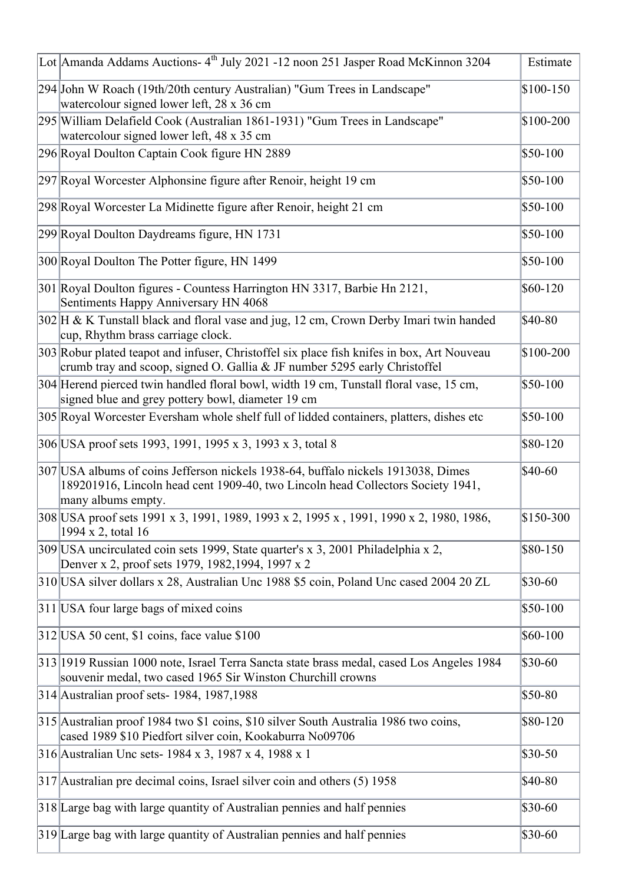| Lot | Amanda Addams Auctions- 4th July 2021 -12 noon 251 Jasper Road McKinnon 3204 | Estimate |
|---|---|---|
| 294 | John W Roach (19th/20th century Australian) "Gum Trees in Landscape" watercolour signed lower left, 28 x 36 cm | $100-150 |
| 295 | William Delafield Cook (Australian 1861-1931) "Gum Trees in Landscape" watercolour signed lower left, 48 x 35 cm | $100-200 |
| 296 | Royal Doulton Captain Cook figure HN 2889 | $50-100 |
| 297 | Royal Worcester Alphonsine figure after Renoir, height 19 cm | $50-100 |
| 298 | Royal Worcester La Midinette figure after Renoir, height 21 cm | $50-100 |
| 299 | Royal Doulton Daydreams figure, HN 1731 | $50-100 |
| 300 | Royal Doulton The Potter figure, HN 1499 | $50-100 |
| 301 | Royal Doulton figures - Countess Harrington HN 3317, Barbie Hn 2121, Sentiments Happy Anniversary HN 4068 | $60-120 |
| 302 | H & K Tunstall black and floral vase and jug, 12 cm, Crown Derby Imari twin handed cup, Rhythm brass carriage clock. | $40-80 |
| 303 | Robur plated teapot and infuser, Christoffel six place fish knifes in box, Art Nouveau crumb tray and scoop, signed O. Gallia & JF number 5295 early Christoffel | $100-200 |
| 304 | Herend pierced twin handled floral bowl, width 19 cm, Tunstall floral vase, 15 cm, signed blue and grey pottery bowl, diameter 19 cm | $50-100 |
| 305 | Royal Worcester Eversham whole shelf full of lidded containers, platters, dishes etc | $50-100 |
| 306 | USA proof sets 1993, 1991, 1995 x 3, 1993 x 3, total 8 | $80-120 |
| 307 | USA albums of coins Jefferson nickels 1938-64, buffalo nickels 1913038, Dimes 189201916, Lincoln head cent 1909-40, two Lincoln head Collectors Society 1941, many albums empty. | $40-60 |
| 308 | USA proof sets 1991 x 3, 1991, 1989, 1993 x 2, 1995 x , 1991, 1990 x 2, 1980, 1986, 1994 x 2, total 16 | $150-300 |
| 309 | USA uncirculated coin sets 1999, State quarter's x 3, 2001 Philadelphia x 2, Denver x 2, proof sets 1979, 1982,1994, 1997 x 2 | $80-150 |
| 310 | USA silver dollars x 28, Australian Unc 1988 $5 coin, Poland Unc cased 2004 20 ZL | $30-60 |
| 311 | USA four large bags of mixed coins | $50-100 |
| 312 | USA 50 cent, $1 coins, face value $100 | $60-100 |
| 313 | 1919 Russian 1000 note, Israel Terra Sancta state brass medal, cased Los Angeles 1984 souvenir medal, two cased 1965 Sir Winston Churchill crowns | $30-60 |
| 314 | Australian proof sets- 1984, 1987,1988 | $50-80 |
| 315 | Australian proof 1984 two $1 coins, $10 silver South Australia 1986 two coins, cased 1989 $10 Piedfort silver coin, Kookaburra No09706 | $80-120 |
| 316 | Australian Unc sets- 1984 x 3, 1987 x 4, 1988 x 1 | $30-50 |
| 317 | Australian pre decimal coins, Israel silver coin and others (5) 1958 | $40-80 |
| 318 | Large bag with large quantity of Australian pennies and half pennies | $30-60 |
| 319 | Large bag with large quantity of Australian pennies and half pennies | $30-60 |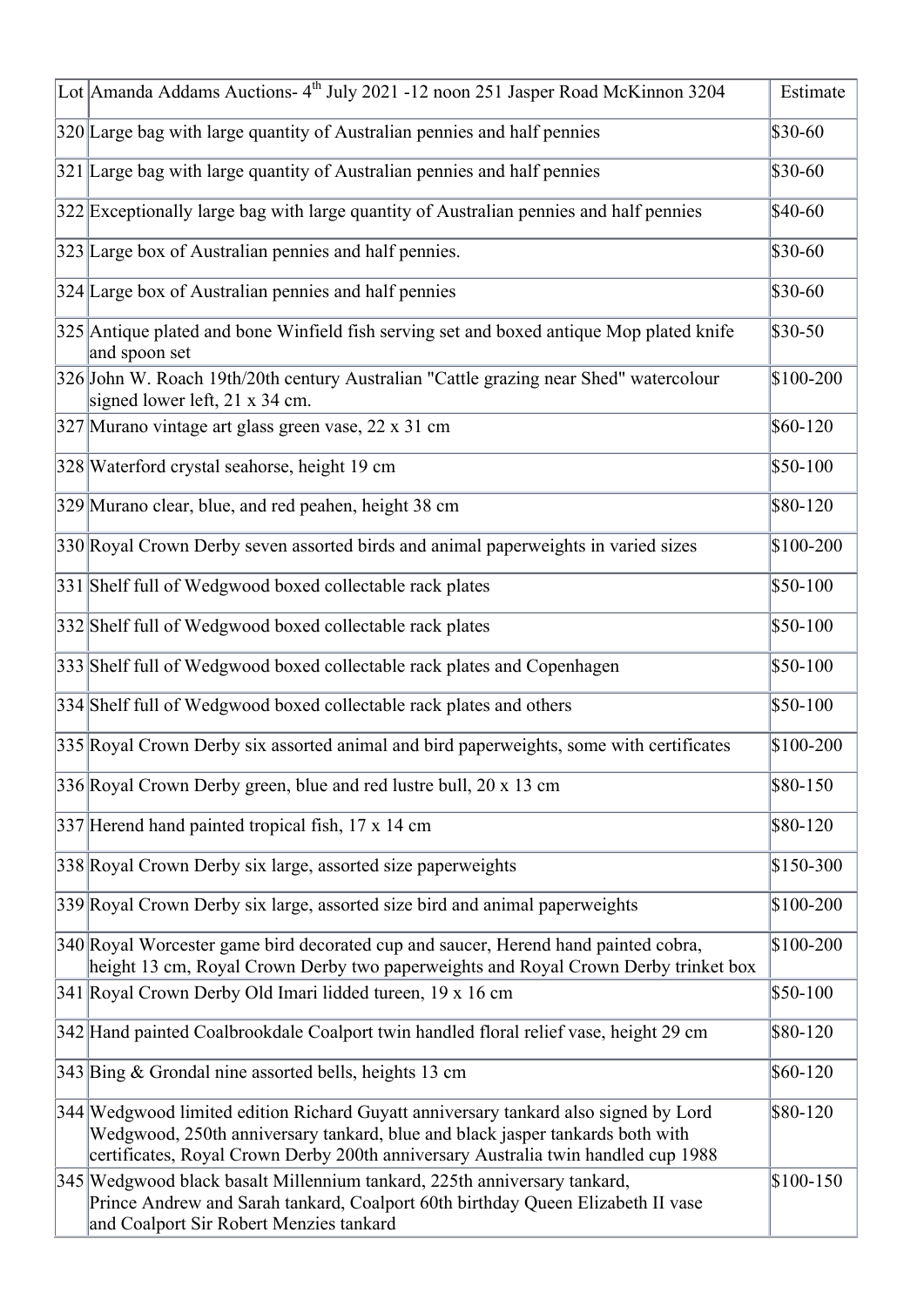| Lot | Amanda Addams Auctions- 4th July 2021 -12 noon 251 Jasper Road McKinnon 3204 | Estimate |
|---|---|---|
| 320 | Large bag with large quantity of Australian pennies and half pennies | $30-60 |
| 321 | Large bag with large quantity of Australian pennies and half pennies | $30-60 |
| 322 | Exceptionally large bag with large quantity of Australian pennies and half pennies | $40-60 |
| 323 | Large box of Australian pennies and half pennies. | $30-60 |
| 324 | Large box of Australian pennies and half pennies | $30-60 |
| 325 | Antique plated and bone Winfield fish serving set and boxed antique Mop plated knife and spoon set | $30-50 |
| 326 | John W. Roach 19th/20th century Australian "Cattle grazing near Shed" watercolour signed lower left, 21 x 34 cm. | $100-200 |
| 327 | Murano vintage art glass green vase, 22 x 31 cm | $60-120 |
| 328 | Waterford crystal seahorse, height 19 cm | $50-100 |
| 329 | Murano clear, blue, and red peahen, height 38 cm | $80-120 |
| 330 | Royal Crown Derby seven assorted birds and animal paperweights in varied sizes | $100-200 |
| 331 | Shelf full of Wedgwood boxed collectable rack plates | $50-100 |
| 332 | Shelf full of Wedgwood boxed collectable rack plates | $50-100 |
| 333 | Shelf full of Wedgwood boxed collectable rack plates and Copenhagen | $50-100 |
| 334 | Shelf full of Wedgwood boxed collectable rack plates and others | $50-100 |
| 335 | Royal Crown Derby six assorted animal and bird paperweights, some with certificates | $100-200 |
| 336 | Royal Crown Derby green, blue and red lustre bull, 20 x 13 cm | $80-150 |
| 337 | Herend hand painted tropical fish, 17 x 14 cm | $80-120 |
| 338 | Royal Crown Derby six large, assorted size paperweights | $150-300 |
| 339 | Royal Crown Derby six large, assorted size bird and animal paperweights | $100-200 |
| 340 | Royal Worcester game bird decorated cup and saucer, Herend hand painted cobra, height 13 cm, Royal Crown Derby two paperweights and Royal Crown Derby trinket box | $100-200 |
| 341 | Royal Crown Derby Old Imari lidded tureen, 19 x 16 cm | $50-100 |
| 342 | Hand painted Coalbrookdale Coalport twin handled floral relief vase, height 29 cm | $80-120 |
| 343 | Bing & Grondal nine assorted bells, heights 13 cm | $60-120 |
| 344 | Wedgwood limited edition Richard Guyatt anniversary tankard also signed by Lord Wedgwood, 250th anniversary tankard, blue and black jasper tankards both with certificates, Royal Crown Derby 200th anniversary Australia twin handled cup 1988 | $80-120 |
| 345 | Wedgwood black basalt Millennium tankard, 225th anniversary tankard, Prince Andrew and Sarah tankard, Coalport 60th birthday Queen Elizabeth II vase and Coalport Sir Robert Menzies tankard | $100-150 |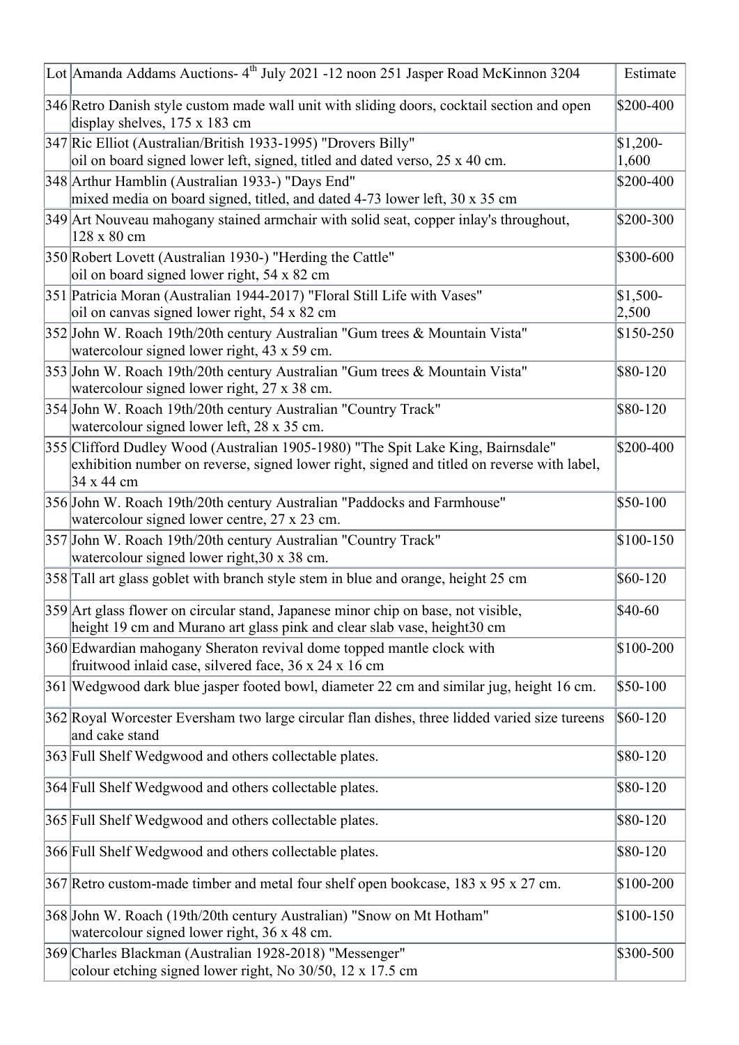| Lot | Amanda Addams Auctions- 4th July 2021 -12 noon 251 Jasper Road McKinnon 3204 | Estimate |
|---|---|---|
| 346 | Retro Danish style custom made wall unit with sliding doors, cocktail section and open display shelves, 175 x 183 cm | $200-400 |
| 347 | Ric Elliot (Australian/British 1933-1995) "Drovers Billy"<br>oil on board signed lower left, signed, titled and dated verso, 25 x 40 cm. | $1,200-1,600 |
| 348 | Arthur Hamblin (Australian 1933-) "Days End"<br>mixed media on board signed, titled, and dated 4-73 lower left, 30 x 35 cm | $200-400 |
| 349 | Art Nouveau mahogany stained armchair with solid seat, copper inlay's throughout, 128 x 80 cm | $200-300 |
| 350 | Robert Lovett (Australian 1930-) "Herding the Cattle"<br>oil on board signed lower right, 54 x 82 cm | $300-600 |
| 351 | Patricia Moran (Australian 1944-2017) "Floral Still Life with Vases"<br>oil on canvas signed lower right, 54 x 82 cm | $1,500-2,500 |
| 352 | John W. Roach 19th/20th century Australian "Gum trees & Mountain Vista"<br>watercolour signed lower right, 43 x 59 cm. | $150-250 |
| 353 | John W. Roach 19th/20th century Australian "Gum trees & Mountain Vista"<br>watercolour signed lower right, 27 x 38 cm. | $80-120 |
| 354 | John W. Roach 19th/20th century Australian "Country Track"<br>watercolour signed lower left, 28 x 35 cm. | $80-120 |
| 355 | Clifford Dudley Wood (Australian 1905-1980) "The Spit Lake King, Bairnsdale"<br>exhibition number on reverse, signed lower right, signed and titled on reverse with label, 34 x 44 cm | $200-400 |
| 356 | John W. Roach 19th/20th century Australian "Paddocks and Farmhouse"<br>watercolour signed lower centre, 27 x 23 cm. | $50-100 |
| 357 | John W. Roach 19th/20th century Australian "Country Track"<br>watercolour signed lower right,30 x 38 cm. | $100-150 |
| 358 | Tall art glass goblet with branch style stem in blue and orange, height 25 cm | $60-120 |
| 359 | Art glass flower on circular stand, Japanese minor chip on base, not visible, height 19 cm and Murano art glass pink and clear slab vase, height30 cm | $40-60 |
| 360 | Edwardian mahogany Sheraton revival dome topped mantle clock with fruitwood inlaid case, silvered face, 36 x 24 x 16 cm | $100-200 |
| 361 | Wedgwood dark blue jasper footed bowl, diameter 22 cm and similar jug, height 16 cm. | $50-100 |
| 362 | Royal Worcester Eversham two large circular flan dishes, three lidded varied size tureens and cake stand | $60-120 |
| 363 | Full Shelf Wedgwood and others collectable plates. | $80-120 |
| 364 | Full Shelf Wedgwood and others collectable plates. | $80-120 |
| 365 | Full Shelf Wedgwood and others collectable plates. | $80-120 |
| 366 | Full Shelf Wedgwood and others collectable plates. | $80-120 |
| 367 | Retro custom-made timber and metal four shelf open bookcase, 183 x 95 x 27 cm. | $100-200 |
| 368 | John W. Roach (19th/20th century Australian) "Snow on Mt Hotham"<br>watercolour signed lower right, 36 x 48 cm. | $100-150 |
| 369 | Charles Blackman (Australian 1928-2018) "Messenger"<br>colour etching signed lower right, No 30/50, 12 x 17.5 cm | $300-500 |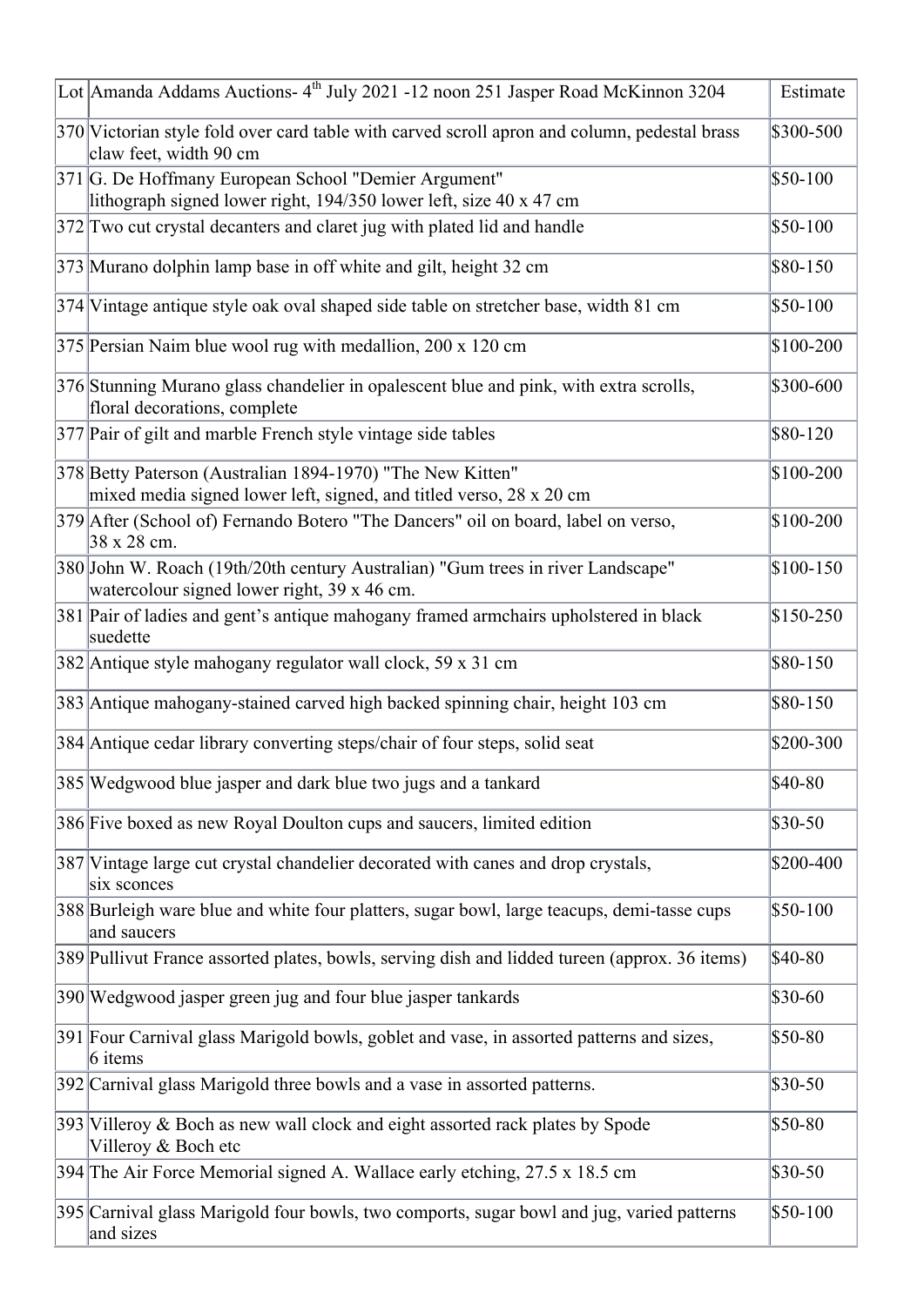| Lot | Amanda Addams Auctions- 4th July 2021 -12 noon 251 Jasper Road McKinnon 3204 | Estimate |
|---|---|---|
| 370 | Victorian style fold over card table with carved scroll apron and column, pedestal brass claw feet, width 90 cm | $300-500 |
| 371 | G. De Hoffmany European School "Demier Argument" lithograph signed lower right, 194/350 lower left, size 40 x 47 cm | $50-100 |
| 372 | Two cut crystal decanters and claret jug with plated lid and handle | $50-100 |
| 373 | Murano dolphin lamp base in off white and gilt, height 32 cm | $80-150 |
| 374 | Vintage antique style oak oval shaped side table on stretcher base, width 81 cm | $50-100 |
| 375 | Persian Naim blue wool rug with medallion, 200 x 120 cm | $100-200 |
| 376 | Stunning Murano glass chandelier in opalescent blue and pink, with extra scrolls, floral decorations, complete | $300-600 |
| 377 | Pair of gilt and marble French style vintage side tables | $80-120 |
| 378 | Betty Paterson (Australian 1894-1970) "The New Kitten" mixed media signed lower left, signed, and titled verso, 28 x 20 cm | $100-200 |
| 379 | After (School of) Fernando Botero "The Dancers" oil on board, label on verso, 38 x 28 cm. | $100-200 |
| 380 | John W. Roach (19th/20th century Australian) "Gum trees in river Landscape" watercolour signed lower right, 39 x 46 cm. | $100-150 |
| 381 | Pair of ladies and gent's antique mahogany framed armchairs upholstered in black suedette | $150-250 |
| 382 | Antique style mahogany regulator wall clock, 59 x 31 cm | $80-150 |
| 383 | Antique mahogany-stained carved high backed spinning chair, height 103 cm | $80-150 |
| 384 | Antique cedar library converting steps/chair of four steps, solid seat | $200-300 |
| 385 | Wedgwood blue jasper and dark blue two jugs and a tankard | $40-80 |
| 386 | Five boxed as new Royal Doulton cups and saucers, limited edition | $30-50 |
| 387 | Vintage large cut crystal chandelier decorated with canes and drop crystals, six sconces | $200-400 |
| 388 | Burleigh ware blue and white four platters, sugar bowl, large teacups, demi-tasse cups and saucers | $50-100 |
| 389 | Pullivut France assorted plates, bowls, serving dish and lidded tureen (approx. 36 items) | $40-80 |
| 390 | Wedgwood jasper green jug and four blue jasper tankards | $30-60 |
| 391 | Four Carnival glass Marigold bowls, goblet and vase, in assorted patterns and sizes, 6 items | $50-80 |
| 392 | Carnival glass Marigold three bowls and a vase in assorted patterns. | $30-50 |
| 393 | Villeroy & Boch as new wall clock and eight assorted rack plates by Spode Villeroy & Boch etc | $50-80 |
| 394 | The Air Force Memorial signed A. Wallace early etching, 27.5 x 18.5 cm | $30-50 |
| 395 | Carnival glass Marigold four bowls, two comports, sugar bowl and jug, varied patterns and sizes | $50-100 |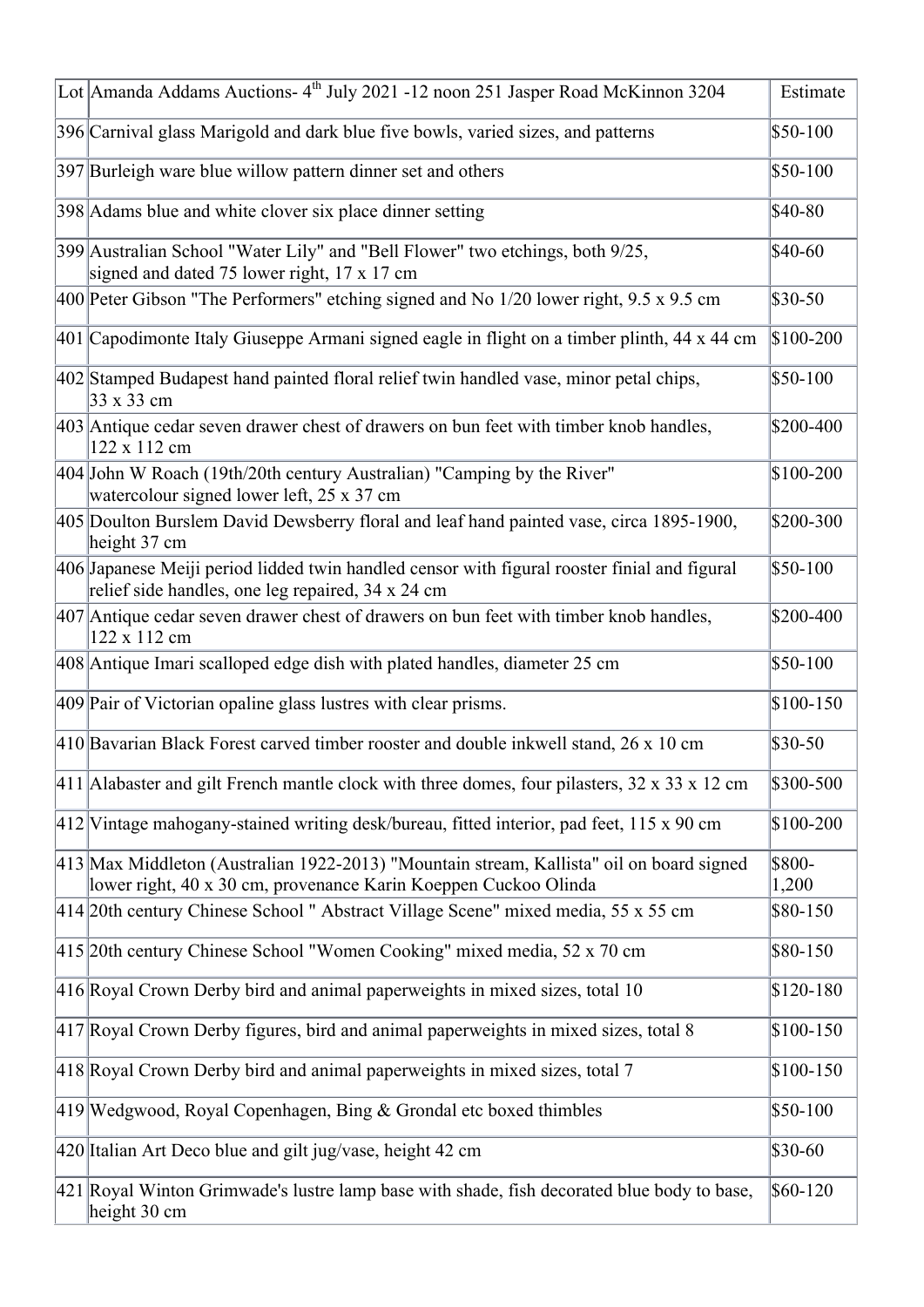| Lot | Amanda Addams Auctions- 4th July 2021 -12 noon 251 Jasper Road McKinnon 3204 | Estimate |
|---|---|---|
| 396 | Carnival glass Marigold and dark blue five bowls, varied sizes, and patterns | $50-100 |
| 397 | Burleigh ware blue willow pattern dinner set and others | $50-100 |
| 398 | Adams blue and white clover six place dinner setting | $40-80 |
| 399 | Australian School "Water Lily" and "Bell Flower" two etchings, both 9/25, signed and dated 75 lower right, 17 x 17 cm | $40-60 |
| 400 | Peter Gibson "The Performers" etching signed and No 1/20 lower right, 9.5 x 9.5 cm | $30-50 |
| 401 | Capodimonte Italy Giuseppe Armani signed eagle in flight on a timber plinth, 44 x 44 cm | $100-200 |
| 402 | Stamped Budapest hand painted floral relief twin handled vase, minor petal chips, 33 x 33 cm | $50-100 |
| 403 | Antique cedar seven drawer chest of drawers on bun feet with timber knob handles, 122 x 112 cm | $200-400 |
| 404 | John W Roach (19th/20th century Australian) "Camping by the River" watercolour signed lower left, 25 x 37 cm | $100-200 |
| 405 | Doulton Burslem David Dewsberry floral and leaf hand painted vase, circa 1895-1900, height 37 cm | $200-300 |
| 406 | Japanese Meiji period lidded twin handled censor with figural rooster finial and figural relief side handles, one leg repaired, 34 x 24 cm | $50-100 |
| 407 | Antique cedar seven drawer chest of drawers on bun feet with timber knob handles, 122 x 112 cm | $200-400 |
| 408 | Antique Imari scalloped edge dish with plated handles, diameter 25 cm | $50-100 |
| 409 | Pair of Victorian opaline glass lustres with clear prisms. | $100-150 |
| 410 | Bavarian Black Forest carved timber rooster and double inkwell stand, 26 x 10 cm | $30-50 |
| 411 | Alabaster and gilt French mantle clock with three domes, four pilasters, 32 x 33 x 12 cm | $300-500 |
| 412 | Vintage mahogany-stained writing desk/bureau, fitted interior, pad feet, 115 x 90 cm | $100-200 |
| 413 | Max Middleton (Australian 1922-2013) "Mountain stream, Kallista" oil on board signed lower right, 40 x 30 cm, provenance Karin Koeppen Cuckoo Olinda | $800-1,200 |
| 414 | 20th century Chinese School " Abstract Village Scene" mixed media, 55 x 55 cm | $80-150 |
| 415 | 20th century Chinese School "Women Cooking" mixed media, 52 x 70 cm | $80-150 |
| 416 | Royal Crown Derby bird and animal paperweights in mixed sizes, total 10 | $120-180 |
| 417 | Royal Crown Derby figures, bird and animal paperweights in mixed sizes, total 8 | $100-150 |
| 418 | Royal Crown Derby bird and animal paperweights in mixed sizes, total 7 | $100-150 |
| 419 | Wedgwood, Royal Copenhagen, Bing & Grondal etc boxed thimbles | $50-100 |
| 420 | Italian Art Deco blue and gilt jug/vase, height 42 cm | $30-60 |
| 421 | Royal Winton Grimwade's lustre lamp base with shade, fish decorated blue body to base, height 30 cm | $60-120 |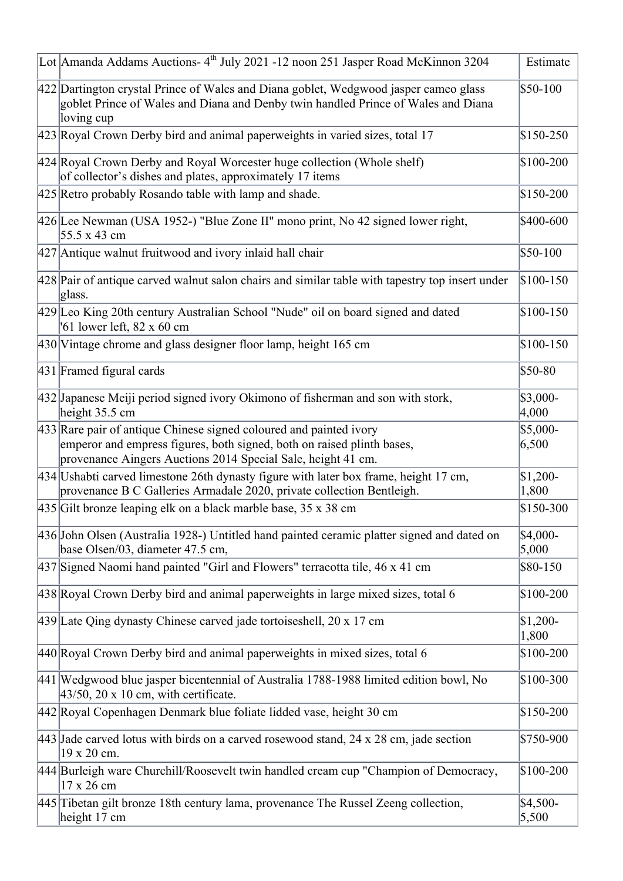| Lot | Amanda Addams Auctions- 4th July 2021 -12 noon 251 Jasper Road McKinnon 3204 | Estimate |
|---|---|---|
| 422 | Dartington crystal Prince of Wales and Diana goblet, Wedgwood jasper cameo glass goblet Prince of Wales and Diana and Denby twin handled Prince of Wales and Diana loving cup | $50-100 |
| 423 | Royal Crown Derby bird and animal paperweights in varied sizes, total 17 | $150-250 |
| 424 | Royal Crown Derby and Royal Worcester huge collection (Whole shelf) of collector's dishes and plates, approximately 17 items | $100-200 |
| 425 | Retro probably Rosando table with lamp and shade. | $150-200 |
| 426 | Lee Newman (USA 1952-) "Blue Zone II" mono print, No 42 signed lower right, 55.5 x 43 cm | $400-600 |
| 427 | Antique walnut fruitwood and ivory inlaid hall chair | $50-100 |
| 428 | Pair of antique carved walnut salon chairs and similar table with tapestry top insert under glass. | $100-150 |
| 429 | Leo King 20th century Australian School "Nude" oil on board signed and dated '61 lower left, 82 x 60 cm | $100-150 |
| 430 | Vintage chrome and glass designer floor lamp, height 165 cm | $100-150 |
| 431 | Framed figural cards | $50-80 |
| 432 | Japanese Meiji period signed ivory Okimono of fisherman and son with stork, height 35.5 cm | $3,000-4,000 |
| 433 | Rare pair of antique Chinese signed coloured and painted ivory emperor and empress figures, both signed, both on raised plinth bases, provenance Aingers Auctions 2014 Special Sale, height 41 cm. | $5,000-6,500 |
| 434 | Ushabti carved limestone 26th dynasty figure with later box frame, height 17 cm, provenance B C Galleries Armadale 2020, private collection Bentleigh. | $1,200-1,800 |
| 435 | Gilt bronze leaping elk on a black marble base, 35 x 38 cm | $150-300 |
| 436 | John Olsen (Australia 1928-) Untitled hand painted ceramic platter signed and dated on base Olsen/03, diameter 47.5 cm, | $4,000-5,000 |
| 437 | Signed Naomi hand painted "Girl and Flowers" terracotta tile, 46 x 41 cm | $80-150 |
| 438 | Royal Crown Derby bird and animal paperweights in large mixed sizes, total 6 | $100-200 |
| 439 | Late Qing dynasty Chinese carved jade tortoiseshell, 20 x 17 cm | $1,200-1,800 |
| 440 | Royal Crown Derby bird and animal paperweights in mixed sizes, total 6 | $100-200 |
| 441 | Wedgwood blue jasper bicentennial of Australia 1788-1988 limited edition bowl, No 43/50, 20 x 10 cm, with certificate. | $100-300 |
| 442 | Royal Copenhagen Denmark blue foliate lidded vase, height 30 cm | $150-200 |
| 443 | Jade carved lotus with birds on a carved rosewood stand, 24 x 28 cm, jade section 19 x 20 cm. | $750-900 |
| 444 | Burleigh ware Churchill/Roosevelt twin handled cream cup "Champion of Democracy, 17 x 26 cm | $100-200 |
| 445 | Tibetan gilt bronze 18th century lama, provenance The Russel Zeeng collection, height 17 cm | $4,500-5,500 |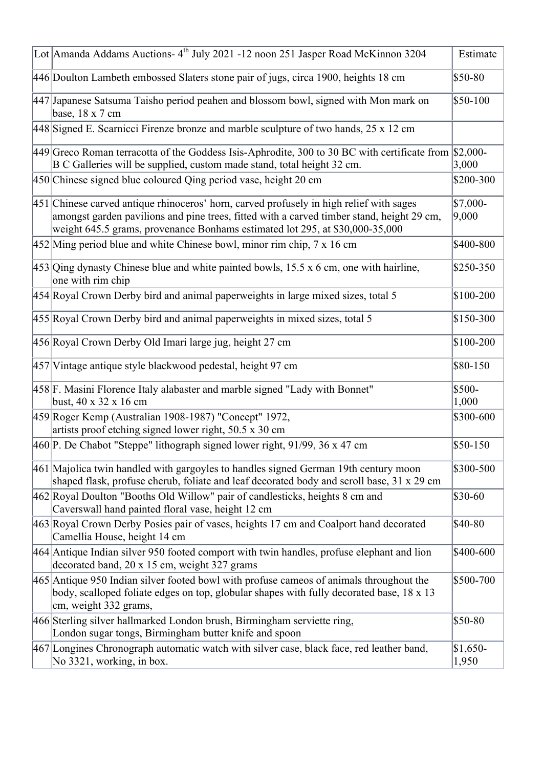| Lot | Amanda Addams Auctions- 4th July 2021 -12 noon 251 Jasper Road McKinnon 3204 | Estimate |
|---|---|---|
| 446 | Doulton Lambeth embossed Slaters stone pair of jugs, circa 1900, heights 18 cm | $50-80 |
| 447 | Japanese Satsuma Taisho period peahen and blossom bowl, signed with Mon mark on base, 18 x 7 cm | $50-100 |
| 448 | Signed E. Scarnicci Firenze bronze and marble sculpture of two hands, 25 x 12 cm | |
| 449 | Greco Roman terracotta of the Goddess Isis-Aphrodite, 300 to 30 BC with certificate from B C Galleries will be supplied, custom made stand, total height 32 cm. | $2,000-3,000 |
| 450 | Chinese signed blue coloured Qing period vase, height 20 cm | $200-300 |
| 451 | Chinese carved antique rhinoceros' horn, carved profusely in high relief with sages amongst garden pavilions and pine trees, fitted with a carved timber stand, height 29 cm, weight 645.5 grams, provenance Bonhams estimated lot 295, at $30,000-35,000 | $7,000-9,000 |
| 452 | Ming period blue and white Chinese bowl, minor rim chip, 7 x 16 cm | $400-800 |
| 453 | Qing dynasty Chinese blue and white painted bowls, 15.5 x 6 cm, one with hairline, one with rim chip | $250-350 |
| 454 | Royal Crown Derby bird and animal paperweights in large mixed sizes, total 5 | $100-200 |
| 455 | Royal Crown Derby bird and animal paperweights in mixed sizes, total 5 | $150-300 |
| 456 | Royal Crown Derby Old Imari large jug, height 27 cm | $100-200 |
| 457 | Vintage antique style blackwood pedestal, height 97 cm | $80-150 |
| 458 | F. Masini Florence Italy alabaster and marble signed "Lady with Bonnet" bust, 40 x 32 x 16 cm | $500-1,000 |
| 459 | Roger Kemp (Australian 1908-1987) "Concept" 1972, artists proof etching signed lower right, 50.5 x 30 cm | $300-600 |
| 460 | P. De Chabot "Steppe" lithograph signed lower right, 91/99, 36 x 47 cm | $50-150 |
| 461 | Majolica twin handled with gargoyles to handles signed German 19th century moon shaped flask, profuse cherub, foliate and leaf decorated body and scroll base, 31 x 29 cm | $300-500 |
| 462 | Royal Doulton "Booths Old Willow" pair of candlesticks, heights 8 cm and Caverswall hand painted floral vase, height 12 cm | $30-60 |
| 463 | Royal Crown Derby Posies pair of vases, heights 17 cm and Coalport hand decorated Camellia House, height 14 cm | $40-80 |
| 464 | Antique Indian silver 950 footed comport with twin handles, profuse elephant and lion decorated band, 20 x 15 cm, weight 327 grams | $400-600 |
| 465 | Antique 950 Indian silver footed bowl with profuse cameos of animals throughout the body, scalloped foliate edges on top, globular shapes with fully decorated base, 18 x 13 cm, weight 332 grams, | $500-700 |
| 466 | Sterling silver hallmarked London brush, Birmingham serviette ring, London sugar tongs, Birmingham butter knife and spoon | $50-80 |
| 467 | Longines Chronograph automatic watch with silver case, black face, red leather band, No 3321, working, in box. | $1,650-1,950 |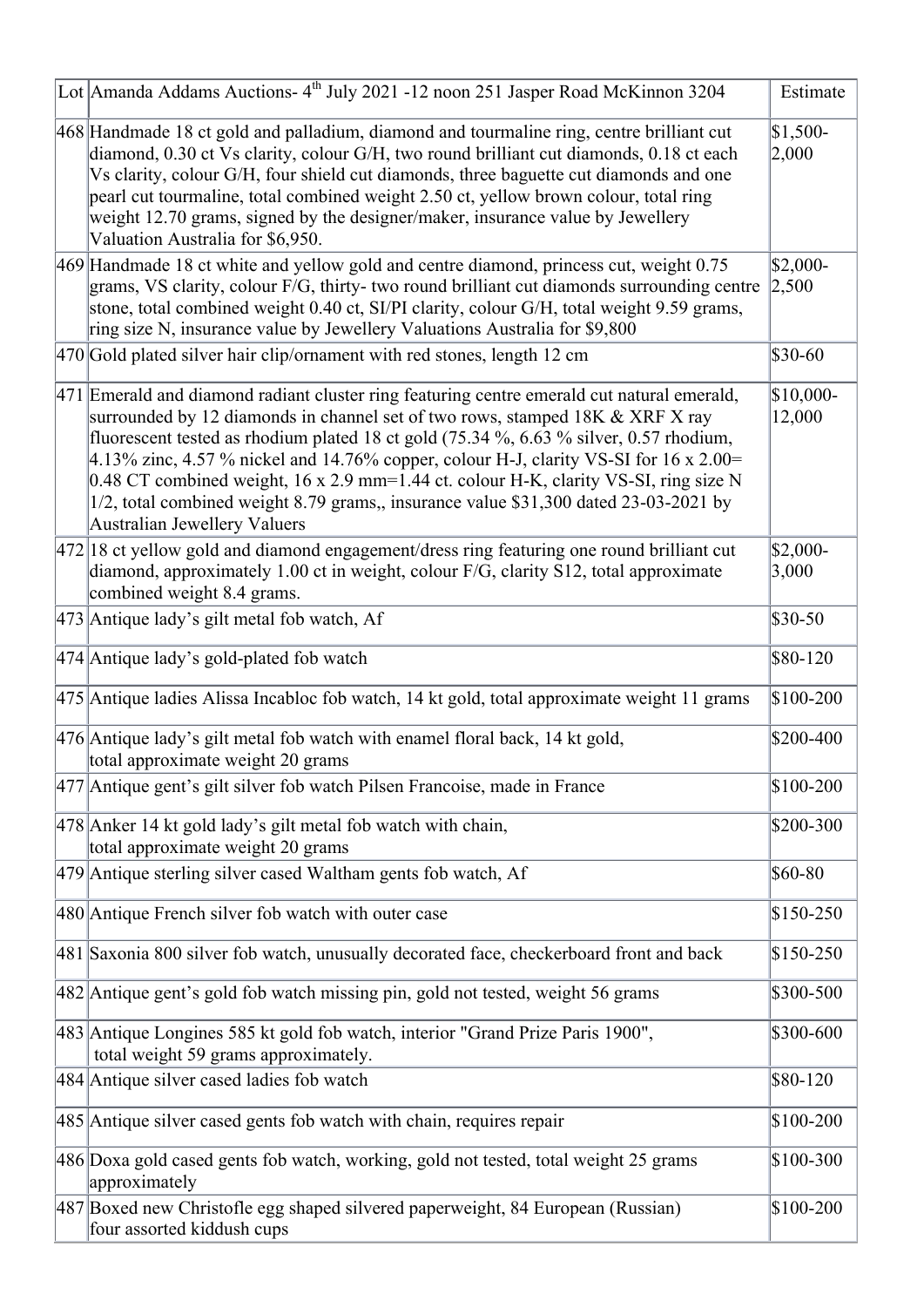| Lot | Amanda Addams Auctions- 4th July 2021 -12 noon 251 Jasper Road McKinnon 3204 | Estimate |
|---|---|---|
| 468 | Handmade 18 ct gold and palladium, diamond and tourmaline ring, centre brilliant cut diamond, 0.30 ct Vs clarity, colour G/H, two round brilliant cut diamonds, 0.18 ct each Vs clarity, colour G/H, four shield cut diamonds, three baguette cut diamonds and one pearl cut tourmaline, total combined weight 2.50 ct, yellow brown colour, total ring weight 12.70 grams, signed by the designer/maker, insurance value by Jewellery Valuation Australia for $6,950. | $1,500-2,000 |
| 469 | Handmade 18 ct white and yellow gold and centre diamond, princess cut, weight 0.75 grams, VS clarity, colour F/G, thirty- two round brilliant cut diamonds surrounding centre stone, total combined weight 0.40 ct, SI/PI clarity, colour G/H, total weight 9.59 grams, ring size N, insurance value by Jewellery Valuations Australia for $9,800 | $2,000-2,500 |
| 470 | Gold plated silver hair clip/ornament with red stones, length 12 cm | $30-60 |
| 471 | Emerald and diamond radiant cluster ring featuring centre emerald cut natural emerald, surrounded by 12 diamonds in channel set of two rows, stamped 18K & XRF X ray fluorescent tested as rhodium plated 18 ct gold (75.34 %, 6.63 % silver, 0.57 rhodium, 4.13% zinc, 4.57 % nickel and 14.76% copper, colour H-J, clarity VS-SI for 16 x 2.00= 0.48 CT combined weight, 16 x 2.9 mm=1.44 ct. colour H-K, clarity VS-SI, ring size N 1/2, total combined weight 8.79 grams,, insurance value $31,300 dated 23-03-2021 by Australian Jewellery Valuers | $10,000-12,000 |
| 472 | 18 ct yellow gold and diamond engagement/dress ring featuring one round brilliant cut diamond, approximately 1.00 ct in weight, colour F/G, clarity S12, total approximate combined weight 8.4 grams. | $2,000-3,000 |
| 473 | Antique lady's gilt metal fob watch, Af | $30-50 |
| 474 | Antique lady's gold-plated fob watch | $80-120 |
| 475 | Antique ladies Alissa Incabloc fob watch, 14 kt gold, total approximate weight 11 grams | $100-200 |
| 476 | Antique lady's gilt metal fob watch with enamel floral back, 14 kt gold, total approximate weight 20 grams | $200-400 |
| 477 | Antique gent's gilt silver fob watch Pilsen Francoise, made in France | $100-200 |
| 478 | Anker 14 kt gold lady's gilt metal fob watch with chain, total approximate weight 20 grams | $200-300 |
| 479 | Antique sterling silver cased Waltham gents fob watch, Af | $60-80 |
| 480 | Antique French silver fob watch with outer case | $150-250 |
| 481 | Saxonia 800 silver fob watch, unusually decorated face, checkerboard front and back | $150-250 |
| 482 | Antique gent's gold fob watch missing pin, gold not tested, weight 56 grams | $300-500 |
| 483 | Antique Longines 585 kt gold fob watch, interior "Grand Prize Paris 1900", total weight 59 grams approximately. | $300-600 |
| 484 | Antique silver cased ladies fob watch | $80-120 |
| 485 | Antique silver cased gents fob watch with chain, requires repair | $100-200 |
| 486 | Doxa gold cased gents fob watch, working, gold not tested, total weight 25 grams approximately | $100-300 |
| 487 | Boxed new Christofle egg shaped silvered paperweight, 84 European (Russian) four assorted kiddush cups | $100-200 |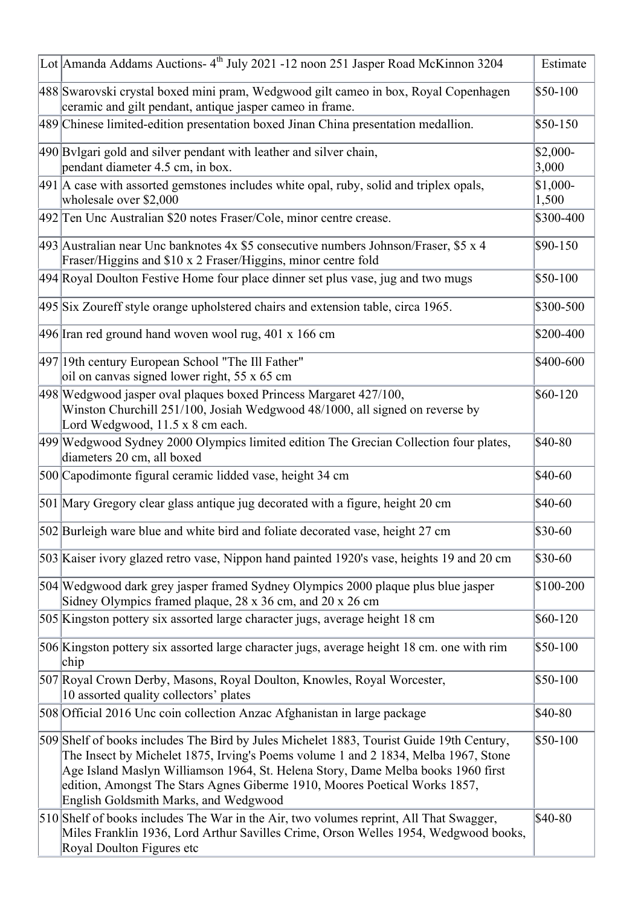| Lot | Amanda Addams Auctions- 4th July 2021 -12 noon 251 Jasper Road McKinnon 3204 | Estimate |
|---|---|---|
| 488 | Swarovski crystal boxed mini pram, Wedgwood gilt cameo in box, Royal Copenhagen ceramic and gilt pendant, antique jasper cameo in frame. | $50-100 |
| 489 | Chinese limited-edition presentation boxed Jinan China presentation medallion. | $50-150 |
| 490 | Bvlgari gold and silver pendant with leather and silver chain, pendant diameter 4.5 cm, in box. | $2,000-3,000 |
| 491 | A case with assorted gemstones includes white opal, ruby, solid and triplex opals, wholesale over $2,000 | $1,000-1,500 |
| 492 | Ten Unc Australian $20 notes Fraser/Cole, minor centre crease. | $300-400 |
| 493 | Australian near Unc banknotes 4x $5 consecutive numbers Johnson/Fraser, $5 x 4 Fraser/Higgins and $10 x 2 Fraser/Higgins, minor centre fold | $90-150 |
| 494 | Royal Doulton Festive Home four place dinner set plus vase, jug and two mugs | $50-100 |
| 495 | Six Zoureff style orange upholstered chairs and extension table, circa 1965. | $300-500 |
| 496 | Iran red ground hand woven wool rug, 401 x 166 cm | $200-400 |
| 497 | 19th century European School "The Ill Father" oil on canvas signed lower right, 55 x 65 cm | $400-600 |
| 498 | Wedgwood jasper oval plaques boxed Princess Margaret 427/100, Winston Churchill 251/100, Josiah Wedgwood 48/1000, all signed on reverse by Lord Wedgwood, 11.5 x 8 cm each. | $60-120 |
| 499 | Wedgwood Sydney 2000 Olympics limited edition The Grecian Collection four plates, diameters 20 cm, all boxed | $40-80 |
| 500 | Capodimonte figural ceramic lidded vase, height 34 cm | $40-60 |
| 501 | Mary Gregory clear glass antique jug decorated with a figure, height 20 cm | $40-60 |
| 502 | Burleigh ware blue and white bird and foliate decorated vase, height 27 cm | $30-60 |
| 503 | Kaiser ivory glazed retro vase, Nippon hand painted 1920's vase, heights 19 and 20 cm | $30-60 |
| 504 | Wedgwood dark grey jasper framed Sydney Olympics 2000 plaque plus blue jasper Sidney Olympics framed plaque, 28 x 36 cm, and 20 x 26 cm | $100-200 |
| 505 | Kingston pottery six assorted large character jugs, average height 18 cm | $60-120 |
| 506 | Kingston pottery six assorted large character jugs, average height 18 cm. one with rim chip | $50-100 |
| 507 | Royal Crown Derby, Masons, Royal Doulton, Knowles, Royal Worcester, 10 assorted quality collectors' plates | $50-100 |
| 508 | Official 2016 Unc coin collection Anzac Afghanistan in large package | $40-80 |
| 509 | Shelf of books includes The Bird by Jules Michelet 1883, Tourist Guide 19th Century, The Insect by Michelet 1875, Irving's Poems volume 1 and 2 1834, Melba 1967, Stone Age Island Maslyn Williamson 1964, St. Helena Story, Dame Melba books 1960 first edition, Amongst The Stars Agnes Giberme 1910, Moores Poetical Works 1857, English Goldsmith Marks, and Wedgwood | $50-100 |
| 510 | Shelf of books includes The War in the Air, two volumes reprint, All That Swagger, Miles Franklin 1936, Lord Arthur Savilles Crime, Orson Welles 1954, Wedgwood books, Royal Doulton Figures etc | $40-80 |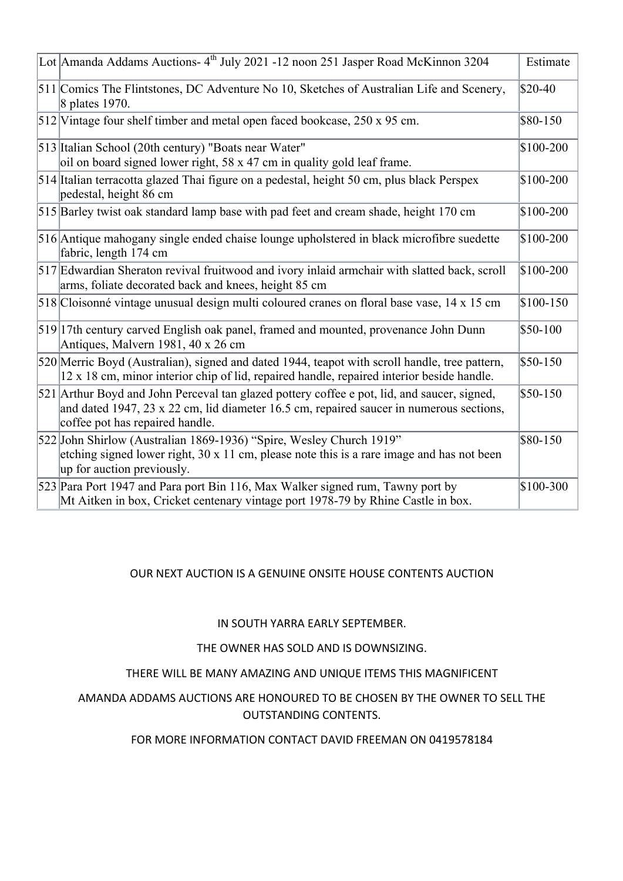| Lot | Amanda Addams Auctions- 4th July 2021 -12 noon 251 Jasper Road McKinnon 3204 | Estimate |
|---|---|---|
| 511 | Comics The Flintstones, DC Adventure No 10, Sketches of Australian Life and Scenery, 8 plates 1970. | $20-40 |
| 512 | Vintage four shelf timber and metal open faced bookcase, 250 x 95 cm. | $80-150 |
| 513 | Italian School (20th century) "Boats near Water" oil on board signed lower right, 58 x 47 cm in quality gold leaf frame. | $100-200 |
| 514 | Italian terracotta glazed Thai figure on a pedestal, height 50 cm, plus black Perspex pedestal, height 86 cm | $100-200 |
| 515 | Barley twist oak standard lamp base with pad feet and cream shade, height 170 cm | $100-200 |
| 516 | Antique mahogany single ended chaise lounge upholstered in black microfibre suedette fabric, length 174 cm | $100-200 |
| 517 | Edwardian Sheraton revival fruitwood and ivory inlaid armchair with slatted back, scroll arms, foliate decorated back and knees, height 85 cm | $100-200 |
| 518 | Cloisonné vintage unusual design multi coloured cranes on floral base vase, 14 x 15 cm | $100-150 |
| 519 | 17th century carved English oak panel, framed and mounted, provenance John Dunn Antiques, Malvern 1981, 40 x 26 cm | $50-100 |
| 520 | Merric Boyd (Australian), signed and dated 1944, teapot with scroll handle, tree pattern, 12 x 18 cm, minor interior chip of lid, repaired handle, repaired interior beside handle. | $50-150 |
| 521 | Arthur Boyd and John Perceval tan glazed pottery coffee e pot, lid, and saucer, signed, and dated 1947, 23 x 22 cm, lid diameter 16.5 cm, repaired saucer in numerous sections, coffee pot has repaired handle. | $50-150 |
| 522 | John Shirlow (Australian 1869-1936) "Spire, Wesley Church 1919" etching signed lower right, 30 x 11 cm, please note this is a rare image and has not been up for auction previously. | $80-150 |
| 523 | Para Port 1947 and Para port Bin 116, Max Walker signed rum, Tawny port by Mt Aitken in box, Cricket centenary vintage port 1978-79 by Rhine Castle in box. | $100-300 |

OUR NEXT AUCTION IS A GENUINE ONSITE HOUSE CONTENTS AUCTION

IN SOUTH YARRA EARLY SEPTEMBER.

THE OWNER HAS SOLD AND IS DOWNSIZING.

THERE WILL BE MANY AMAZING AND UNIQUE ITEMS THIS MAGNIFICENT

AMANDA ADDAMS AUCTIONS ARE HONOURED TO BE CHOSEN BY THE OWNER TO SELL THE OUTSTANDING CONTENTS.

FOR MORE INFORMATION CONTACT DAVID FREEMAN ON 0419578184